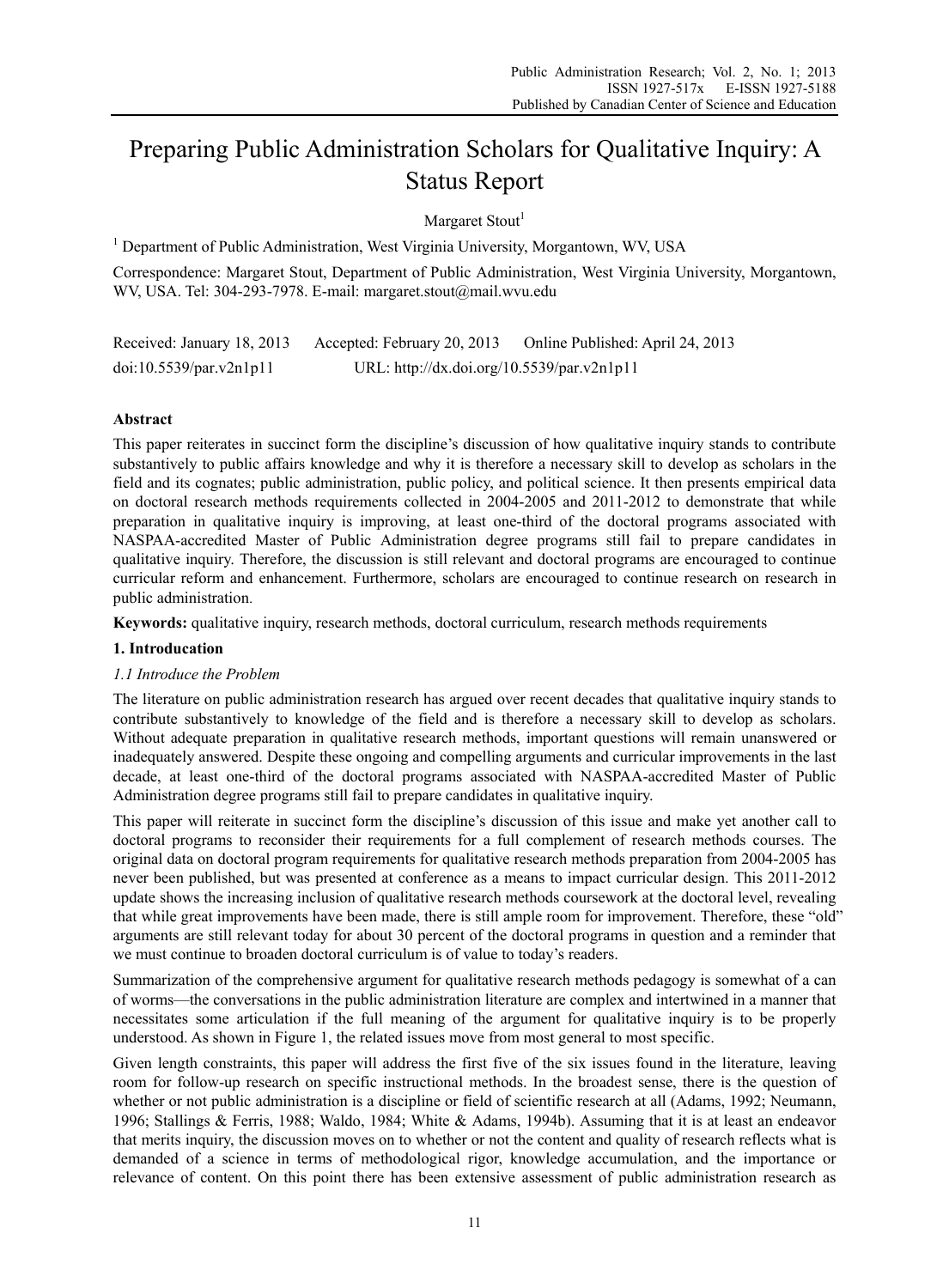# Preparing Public Administration Scholars for Qualitative Inquiry: A Status Report

Margaret Stout[1]

[1] Department of Public Administration, West Virginia University, Morgantown, WV, USA

Correspondence: Margaret Stout, Department of Public Administration, West Virginia University, Morgantown, WV, USA. Tel: 304-293-7978. E-mail: margaret.stout@mail.wvu.edu

Received: January 18, 2013  Accepted: February 20, 2013  Online Published: April 24, 2013

doi:10.5539/par.v2n1p11  URL: http://dx.doi.org/10.5539/par.v2n1p11

## Abstract

This paper reiterates in succinct form the discipline's discussion of how qualitative inquiry stands to contribute substantively to public affairs knowledge and why it is therefore a necessary skill to develop as scholars in the field and its cognates; public administration, public policy, and political science. It then presents empirical data on doctoral research methods requirements collected in 2004-2005 and 2011-2012 to demonstrate that while preparation in qualitative inquiry is improving, at least one-third of the doctoral programs associated with NASPAA-accredited Master of Public Administration degree programs still fail to prepare candidates in qualitative inquiry. Therefore, the discussion is still relevant and doctoral programs are encouraged to continue curricular reform and enhancement. Furthermore, scholars are encouraged to continue research on research in public administration.

**Keywords:** qualitative inquiry, research methods, doctoral curriculum, research methods requirements

## 1. Introducation

### *1.1 Introduce the Problem*

The literature on public administration research has argued over recent decades that qualitative inquiry stands to contribute substantively to knowledge of the field and is therefore a necessary skill to develop as scholars. Without adequate preparation in qualitative research methods, important questions will remain unanswered or inadequately answered. Despite these ongoing and compelling arguments and curricular improvements in the last decade, at least one-third of the doctoral programs associated with NASPAA-accredited Master of Public Administration degree programs still fail to prepare candidates in qualitative inquiry.

This paper will reiterate in succinct form the discipline's discussion of this issue and make yet another call to doctoral programs to reconsider their requirements for a full complement of research methods courses. The original data on doctoral program requirements for qualitative research methods preparation from 2004-2005 has never been published, but was presented at conference as a means to impact curricular design. This 2011-2012 update shows the increasing inclusion of qualitative research methods coursework at the doctoral level, revealing that while great improvements have been made, there is still ample room for improvement. Therefore, these "old" arguments are still relevant today for about 30 percent of the doctoral programs in question and a reminder that we must continue to broaden doctoral curriculum is of value to today's readers.

Summarization of the comprehensive argument for qualitative research methods pedagogy is somewhat of a can of worms—the conversations in the public administration literature are complex and intertwined in a manner that necessitates some articulation if the full meaning of the argument for qualitative inquiry is to be properly understood. As shown in Figure 1, the related issues move from most general to most specific.

Given length constraints, this paper will address the first five of the six issues found in the literature, leaving room for follow-up research on specific instructional methods. In the broadest sense, there is the question of whether or not public administration is a discipline or field of scientific research at all (Adams, 1992; Neumann, 1996; Stallings & Ferris, 1988; Waldo, 1984; White & Adams, 1994b). Assuming that it is at least an endeavor that merits inquiry, the discussion moves on to whether or not the content and quality of research reflects what is demanded of a science in terms of methodological rigor, knowledge accumulation, and the importance or relevance of content. On this point there has been extensive assessment of public administration research as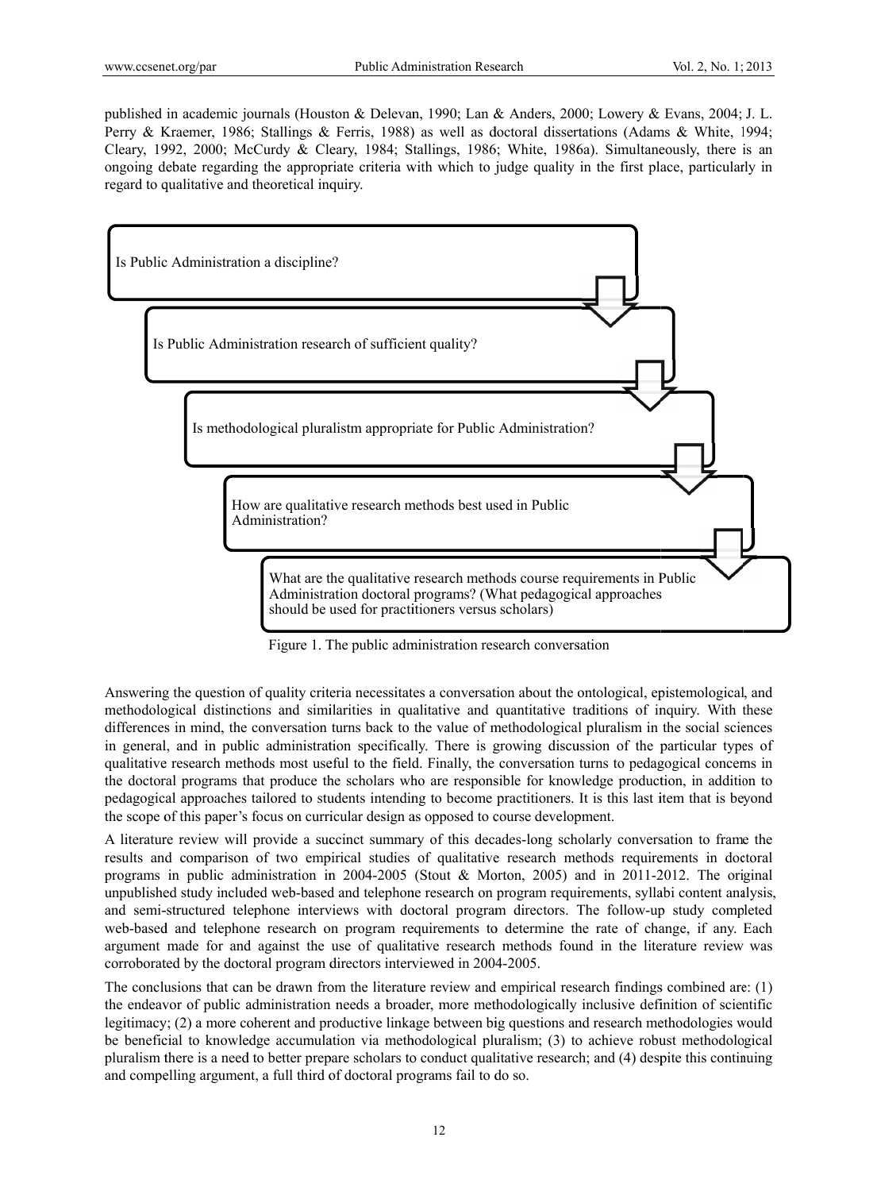published in academic journals (Houston & Delevan, 1990; Lan & Anders, 2000; Lowery & Evans, 2004; J. L. Perry & Kraemer, 1986; Stallings & Ferris, 1988) as well as doctoral dissertations (Adams & White, 1994; Cleary, 1992, 2000; McCurdy & Cleary, 1984; Stallings, 1986; White, 1986a). Simultaneously, there is an ongoing debate regarding the appropriate criteria with which to judge quality in the first place, particularly in regard to qualitative and theoretical inquiry.

Is Public Administration a discipline?

Is Public Administration research of sufficient quality?

Is methodological pluralistm appropriate for Public Administration?

How are qualitative research methods best used in Public Administration?

What are the qualitative research methods course requirements in Public Administration doctoral programs? (What pedagogical approaches should be used for practitioners versus scholars)

Figure 1. The public administration research conversation

Answering the question of quality criteria necessitates a conversation about the ontological, epistemological, and methodological distinctions and similarities in qualitative and quantitative traditions of inquiry. With these differences in mind, the conversation turns back to the value of methodological pluralism in the social sciences in general, and in public administration specifically. There is growing discussion of the particular types of qualitative research methods most useful to the field. Finally, the conversation turns to pedagogical concerns in the doctoral programs that produce the scholars who are responsible for knowledge production, in addition to pedagogical approaches tailored to students intending to become practitioners. It is this last item that is beyond the scope of this paper's focus on curricular design as opposed to course development.

A literature review will provide a succinct summary of this decades-long scholarly conversation to frame the results and comparison of two empirical studies of qualitative research methods requirements in doctoral programs in public administration in 2004-2005 (Stout & Morton, 2005) and in 2011-2012. The original unpublished study included web-based and telephone research on program requirements, syllabi content analysis, and semi-structured telephone interviews with doctoral program directors. The follow-up study completed web-based and telephone research on program requirements to determine the rate of change, if any. Each argument made for and against the use of qualitative research methods found in the literature review was corroborated by the doctoral program directors interviewed in 2004-2005.

The conclusions that can be drawn from the literature review and empirical research findings combined are: (1) the endeavor of public administration needs a broader, more methodologically inclusive definition of scientific legitimacy; (2) a more coherent and productive linkage between big questions and research methodologies would be beneficial to knowledge accumulation via methodological pluralism; (3) to achieve robust methodological pluralism there is a need to better prepare scholars to conduct qualitative research; and (4) despite this continuing and compelling argument, a full third of doctoral programs fail to do so.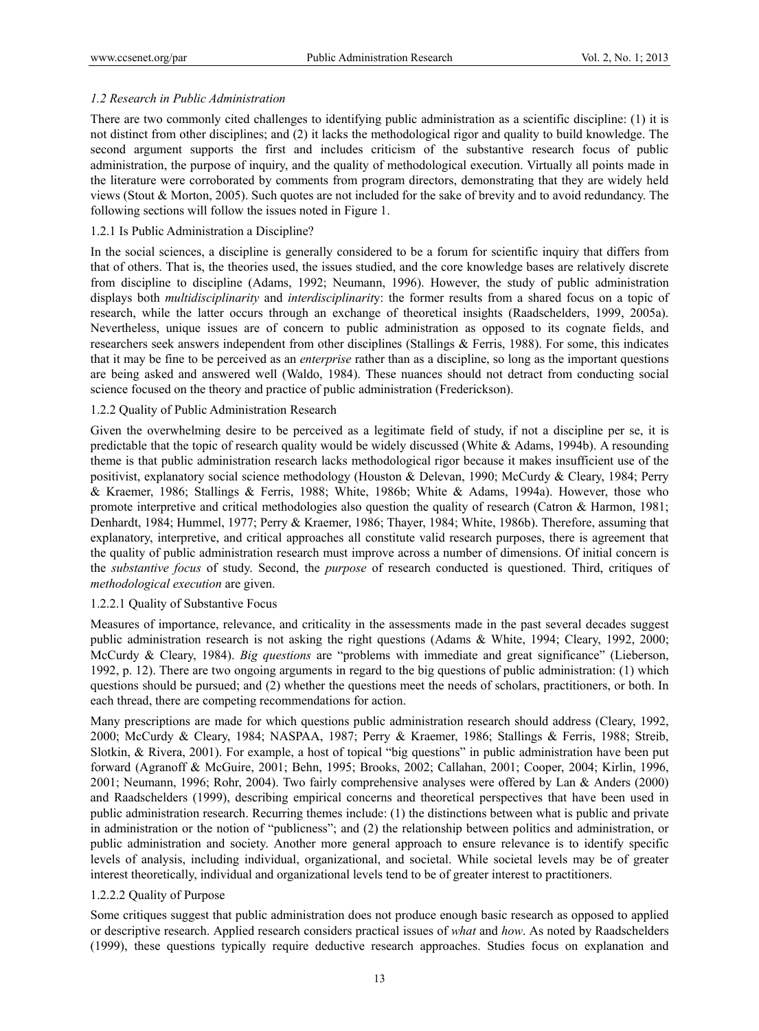### *1.2 Research in Public Administration*

There are two commonly cited challenges to identifying public administration as a scientific discipline: (1) it is not distinct from other disciplines; and (2) it lacks the methodological rigor and quality to build knowledge. The second argument supports the first and includes criticism of the substantive research focus of public administration, the purpose of inquiry, and the quality of methodological execution. Virtually all points made in the literature were corroborated by comments from program directors, demonstrating that they are widely held views (Stout & Morton, 2005). Such quotes are not included for the sake of brevity and to avoid redundancy. The following sections will follow the issues noted in Figure 1.

#### 1.2.1 Is Public Administration a Discipline?

In the social sciences, a discipline is generally considered to be a forum for scientific inquiry that differs from that of others. That is, the theories used, the issues studied, and the core knowledge bases are relatively discrete from discipline to discipline (Adams, 1992; Neumann, 1996). However, the study of public administration displays both *multidisciplinarity* and *interdisciplinarit*y: the former results from a shared focus on a topic of research, while the latter occurs through an exchange of theoretical insights (Raadschelders, 1999, 2005a). Nevertheless, unique issues are of concern to public administration as opposed to its cognate fields, and researchers seek answers independent from other disciplines (Stallings & Ferris, 1988). For some, this indicates that it may be fine to be perceived as an *enterprise* rather than as a discipline, so long as the important questions are being asked and answered well (Waldo, 1984). These nuances should not detract from conducting social science focused on the theory and practice of public administration (Frederickson).

#### 1.2.2 Quality of Public Administration Research

Given the overwhelming desire to be perceived as a legitimate field of study, if not a discipline per se, it is predictable that the topic of research quality would be widely discussed (White & Adams, 1994b). A resounding theme is that public administration research lacks methodological rigor because it makes insufficient use of the positivist, explanatory social science methodology (Houston & Delevan, 1990; McCurdy & Cleary, 1984; Perry & Kraemer, 1986; Stallings & Ferris, 1988; White, 1986b; White & Adams, 1994a). However, those who promote interpretive and critical methodologies also question the quality of research (Catron & Harmon, 1981; Denhardt, 1984; Hummel, 1977; Perry & Kraemer, 1986; Thayer, 1984; White, 1986b). Therefore, assuming that explanatory, interpretive, and critical approaches all constitute valid research purposes, there is agreement that the quality of public administration research must improve across a number of dimensions. Of initial concern is the *substantive focus* of study. Second, the *purpose* of research conducted is questioned. Third, critiques of *methodological execution* are given.

##### 1.2.2.1 Quality of Substantive Focus

Measures of importance, relevance, and criticality in the assessments made in the past several decades suggest public administration research is not asking the right questions (Adams & White, 1994; Cleary, 1992, 2000; McCurdy & Cleary, 1984). *Big questions* are "problems with immediate and great significance" (Lieberson, 1992, p. 12). There are two ongoing arguments in regard to the big questions of public administration: (1) which questions should be pursued; and (2) whether the questions meet the needs of scholars, practitioners, or both. In each thread, there are competing recommendations for action.

Many prescriptions are made for which questions public administration research should address (Cleary, 1992, 2000; McCurdy & Cleary, 1984; NASPAA, 1987; Perry & Kraemer, 1986; Stallings & Ferris, 1988; Streib, Slotkin, & Rivera, 2001). For example, a host of topical "big questions" in public administration have been put forward (Agranoff & McGuire, 2001; Behn, 1995; Brooks, 2002; Callahan, 2001; Cooper, 2004; Kirlin, 1996, 2001; Neumann, 1996; Rohr, 2004). Two fairly comprehensive analyses were offered by Lan & Anders (2000) and Raadschelders (1999), describing empirical concerns and theoretical perspectives that have been used in public administration research. Recurring themes include: (1) the distinctions between what is public and private in administration or the notion of "publicness"; and (2) the relationship between politics and administration, or public administration and society. Another more general approach to ensure relevance is to identify specific levels of analysis, including individual, organizational, and societal. While societal levels may be of greater interest theoretically, individual and organizational levels tend to be of greater interest to practitioners.

##### 1.2.2.2 Quality of Purpose

Some critiques suggest that public administration does not produce enough basic research as opposed to applied or descriptive research. Applied research considers practical issues of *what* and *how*. As noted by Raadschelders (1999), these questions typically require deductive research approaches. Studies focus on explanation and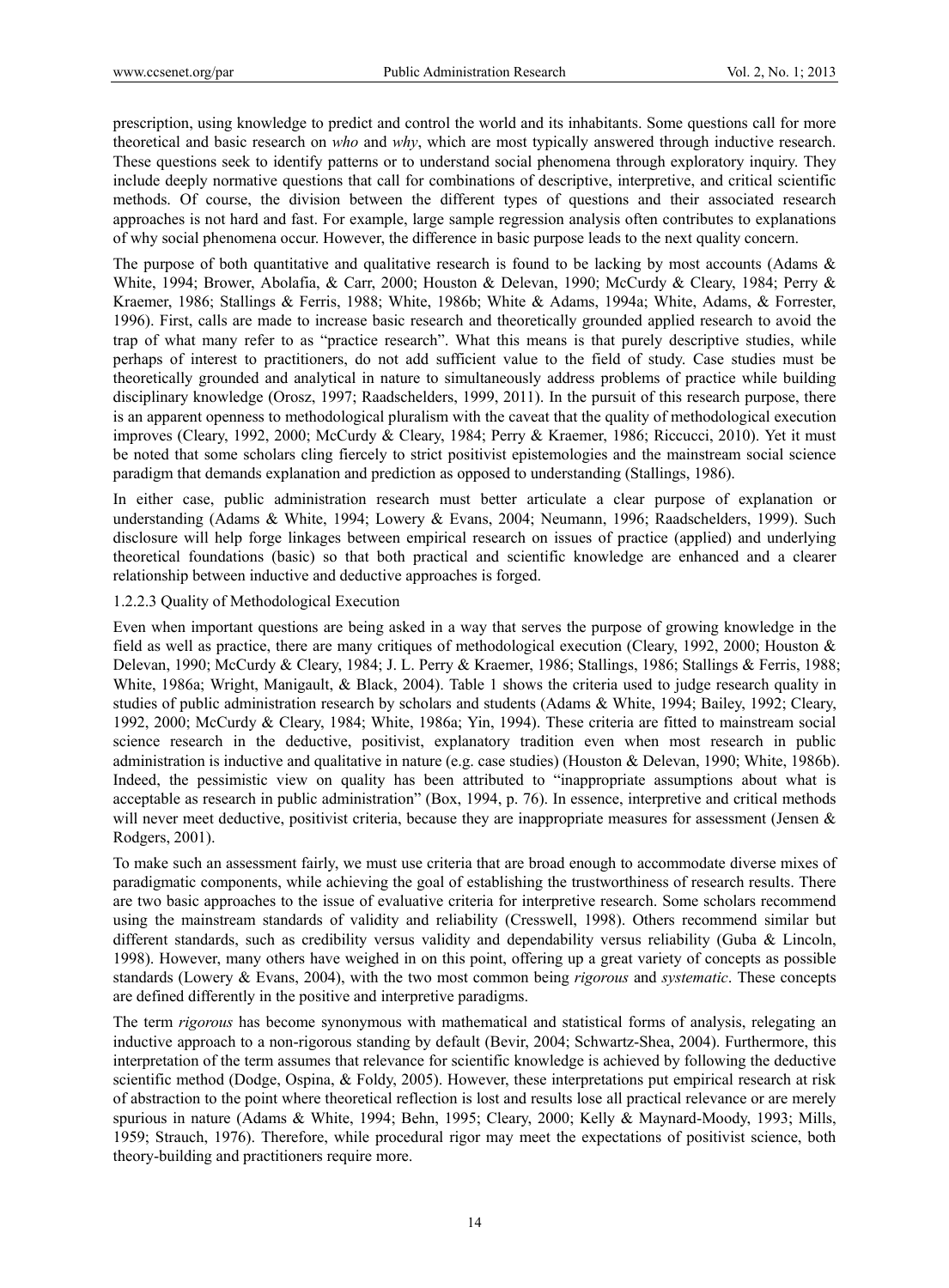prescription, using knowledge to predict and control the world and its inhabitants. Some questions call for more theoretical and basic research on *who* and *why*, which are most typically answered through inductive research. These questions seek to identify patterns or to understand social phenomena through exploratory inquiry. They include deeply normative questions that call for combinations of descriptive, interpretive, and critical scientific methods. Of course, the division between the different types of questions and their associated research approaches is not hard and fast. For example, large sample regression analysis often contributes to explanations of why social phenomena occur. However, the difference in basic purpose leads to the next quality concern.

The purpose of both quantitative and qualitative research is found to be lacking by most accounts (Adams & White, 1994; Brower, Abolafia, & Carr, 2000; Houston & Delevan, 1990; McCurdy & Cleary, 1984; Perry & Kraemer, 1986; Stallings & Ferris, 1988; White, 1986b; White & Adams, 1994a; White, Adams, & Forrester, 1996). First, calls are made to increase basic research and theoretically grounded applied research to avoid the trap of what many refer to as "practice research". What this means is that purely descriptive studies, while perhaps of interest to practitioners, do not add sufficient value to the field of study. Case studies must be theoretically grounded and analytical in nature to simultaneously address problems of practice while building disciplinary knowledge (Orosz, 1997; Raadschelders, 1999, 2011). In the pursuit of this research purpose, there is an apparent openness to methodological pluralism with the caveat that the quality of methodological execution improves (Cleary, 1992, 2000; McCurdy & Cleary, 1984; Perry & Kraemer, 1986; Riccucci, 2010). Yet it must be noted that some scholars cling fiercely to strict positivist epistemologies and the mainstream social science paradigm that demands explanation and prediction as opposed to understanding (Stallings, 1986).

In either case, public administration research must better articulate a clear purpose of explanation or understanding (Adams & White, 1994; Lowery & Evans, 2004; Neumann, 1996; Raadschelders, 1999). Such disclosure will help forge linkages between empirical research on issues of practice (applied) and underlying theoretical foundations (basic) so that both practical and scientific knowledge are enhanced and a clearer relationship between inductive and deductive approaches is forged.

#### 1.2.2.3 Quality of Methodological Execution

Even when important questions are being asked in a way that serves the purpose of growing knowledge in the field as well as practice, there are many critiques of methodological execution (Cleary, 1992, 2000; Houston & Delevan, 1990; McCurdy & Cleary, 1984; J. L. Perry & Kraemer, 1986; Stallings, 1986; Stallings & Ferris, 1988; White, 1986a; Wright, Manigault, & Black, 2004). Table 1 shows the criteria used to judge research quality in studies of public administration research by scholars and students (Adams & White, 1994; Bailey, 1992; Cleary, 1992, 2000; McCurdy & Cleary, 1984; White, 1986a; Yin, 1994). These criteria are fitted to mainstream social science research in the deductive, positivist, explanatory tradition even when most research in public administration is inductive and qualitative in nature (e.g. case studies) (Houston & Delevan, 1990; White, 1986b). Indeed, the pessimistic view on quality has been attributed to "inappropriate assumptions about what is acceptable as research in public administration" (Box, 1994, p. 76). In essence, interpretive and critical methods will never meet deductive, positivist criteria, because they are inappropriate measures for assessment (Jensen & Rodgers, 2001).

To make such an assessment fairly, we must use criteria that are broad enough to accommodate diverse mixes of paradigmatic components, while achieving the goal of establishing the trustworthiness of research results. There are two basic approaches to the issue of evaluative criteria for interpretive research. Some scholars recommend using the mainstream standards of validity and reliability (Cresswell, 1998). Others recommend similar but different standards, such as credibility versus validity and dependability versus reliability (Guba & Lincoln, 1998). However, many others have weighed in on this point, offering up a great variety of concepts as possible standards (Lowery & Evans, 2004), with the two most common being *rigorous* and *systematic*. These concepts are defined differently in the positive and interpretive paradigms.

The term *rigorous* has become synonymous with mathematical and statistical forms of analysis, relegating an inductive approach to a non-rigorous standing by default (Bevir, 2004; Schwartz-Shea, 2004). Furthermore, this interpretation of the term assumes that relevance for scientific knowledge is achieved by following the deductive scientific method (Dodge, Ospina, & Foldy, 2005). However, these interpretations put empirical research at risk of abstraction to the point where theoretical reflection is lost and results lose all practical relevance or are merely spurious in nature (Adams & White, 1994; Behn, 1995; Cleary, 2000; Kelly & Maynard-Moody, 1993; Mills, 1959; Strauch, 1976). Therefore, while procedural rigor may meet the expectations of positivist science, both theory-building and practitioners require more.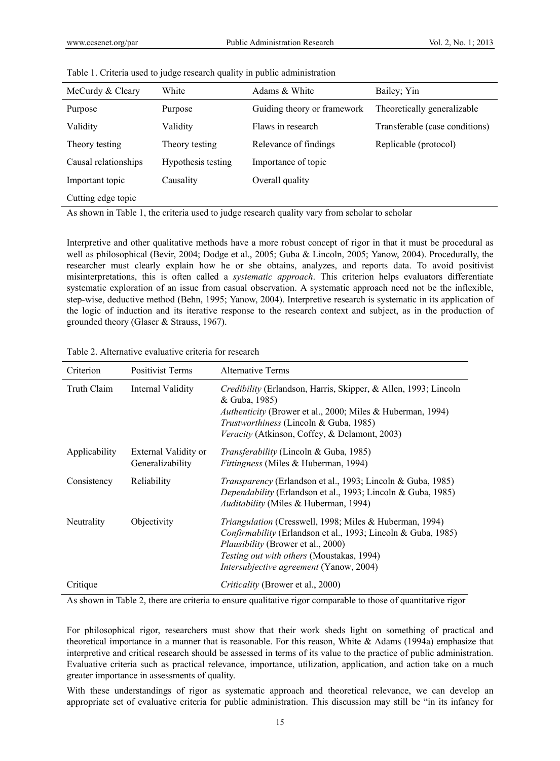Table 1. Criteria used to judge research quality in public administration

| McCurdy & Cleary | White | Adams & White | Bailey; Yin |
|---|---|---|---|
| Purpose | Purpose | Guiding theory or framework | Theoretically generalizable |
| Validity | Validity | Flaws in research | Transferable (case conditions) |
| Theory testing | Theory testing | Relevance of findings | Replicable (protocol) |
| Causal relationships | Hypothesis testing | Importance of topic | |
| Important topic | Causality | Overall quality | |
| Cutting edge topic | | | |

As shown in Table 1, the criteria used to judge research quality vary from scholar to scholar

Interpretive and other qualitative methods have a more robust concept of rigor in that it must be procedural as well as philosophical (Bevir, 2004; Dodge et al., 2005; Guba & Lincoln, 2005; Yanow, 2004). Procedurally, the researcher must clearly explain how he or she obtains, analyzes, and reports data. To avoid positivist misinterpretations, this is often called a *systematic approach*. This criterion helps evaluators differentiate systematic exploration of an issue from casual observation. A systematic approach need not be the inflexible, step-wise, deductive method (Behn, 1995; Yanow, 2004). Interpretive research is systematic in its application of the logic of induction and its iterative response to the research context and subject, as in the production of grounded theory (Glaser & Strauss, 1967).

Table 2. Alternative evaluative criteria for research

| Criterion | Positivist Terms | Alternative Terms |
|---|---|---|
| Truth Claim | Internal Validity | *Credibility* (Erlandson, Harris, Skipper, & Allen, 1993; Lincoln & Guba, 1985)<br>*Authenticity* (Brower et al., 2000; Miles & Huberman, 1994)<br>*Trustworthiness* (Lincoln & Guba, 1985)<br>*Veracity* (Atkinson, Coffey, & Delamont, 2003) |
| Applicability | External Validity or Generalizability | *Transferability* (Lincoln & Guba, 1985)<br>*Fittingness* (Miles & Huberman, 1994) |
| Consistency | Reliability | *Transparency* (Erlandson et al., 1993; Lincoln & Guba, 1985)<br>*Dependability* (Erlandson et al., 1993; Lincoln & Guba, 1985)<br>*Auditability* (Miles & Huberman, 1994) |
| Neutrality | Objectivity | *Triangulation* (Cresswell, 1998; Miles & Huberman, 1994)<br>*Confirmability* (Erlandson et al., 1993; Lincoln & Guba, 1985)<br>*Plausibility* (Brower et al., 2000)<br>*Testing out with others* (Moustakas, 1994)<br>*Intersubjective agreement* (Yanow, 2004) |
| Critique | | *Criticality* (Brower et al., 2000) |

As shown in Table 2, there are criteria to ensure qualitative rigor comparable to those of quantitative rigor

For philosophical rigor, researchers must show that their work sheds light on something of practical and theoretical importance in a manner that is reasonable. For this reason, White & Adams (1994a) emphasize that interpretive and critical research should be assessed in terms of its value to the practice of public administration. Evaluative criteria such as practical relevance, importance, utilization, application, and action take on a much greater importance in assessments of quality.

With these understandings of rigor as systematic approach and theoretical relevance, we can develop an appropriate set of evaluative criteria for public administration. This discussion may still be "in its infancy for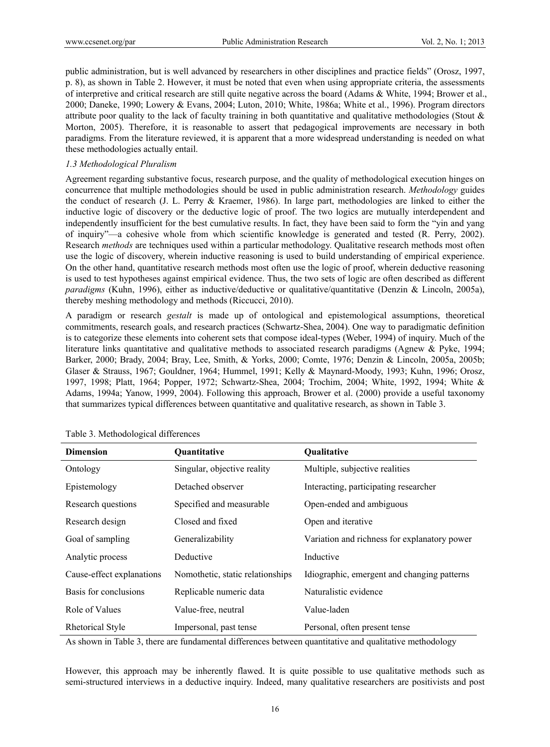public administration, but is well advanced by researchers in other disciplines and practice fields" (Orosz, 1997, p. 8), as shown in Table 2. However, it must be noted that even when using appropriate criteria, the assessments of interpretive and critical research are still quite negative across the board (Adams & White, 1994; Brower et al., 2000; Daneke, 1990; Lowery & Evans, 2004; Luton, 2010; White, 1986a; White et al., 1996). Program directors attribute poor quality to the lack of faculty training in both quantitative and qualitative methodologies (Stout & Morton, 2005). Therefore, it is reasonable to assert that pedagogical improvements are necessary in both paradigms. From the literature reviewed, it is apparent that a more widespread understanding is needed on what these methodologies actually entail.

### *1.3 Methodological Pluralism*

Agreement regarding substantive focus, research purpose, and the quality of methodological execution hinges on concurrence that multiple methodologies should be used in public administration research. *Methodology* guides the conduct of research (J. L. Perry & Kraemer, 1986). In large part, methodologies are linked to either the inductive logic of discovery or the deductive logic of proof. The two logics are mutually interdependent and independently insufficient for the best cumulative results. In fact, they have been said to form the "yin and yang of inquiry"—a cohesive whole from which scientific knowledge is generated and tested (R. Perry, 2002). Research *methods* are techniques used within a particular methodology. Qualitative research methods most often use the logic of discovery, wherein inductive reasoning is used to build understanding of empirical experience. On the other hand, quantitative research methods most often use the logic of proof, wherein deductive reasoning is used to test hypotheses against empirical evidence. Thus, the two sets of logic are often described as different *paradigms* (Kuhn, 1996), either as inductive/deductive or qualitative/quantitative (Denzin & Lincoln, 2005a), thereby meshing methodology and methods (Riccucci, 2010).

A paradigm or research *gestalt* is made up of ontological and epistemological assumptions, theoretical commitments, research goals, and research practices (Schwartz-Shea, 2004). One way to paradigmatic definition is to categorize these elements into coherent sets that compose ideal-types (Weber, 1994) of inquiry. Much of the literature links quantitative and qualitative methods to associated research paradigms (Agnew & Pyke, 1994; Barker, 2000; Brady, 2004; Bray, Lee, Smith, & Yorks, 2000; Comte, 1976; Denzin & Lincoln, 2005a, 2005b; Glaser & Strauss, 1967; Gouldner, 1964; Hummel, 1991; Kelly & Maynard-Moody, 1993; Kuhn, 1996; Orosz, 1997, 1998; Platt, 1964; Popper, 1972; Schwartz-Shea, 2004; Trochim, 2004; White, 1992, 1994; White & Adams, 1994a; Yanow, 1999, 2004). Following this approach, Brower et al. (2000) provide a useful taxonomy that summarizes typical differences between quantitative and qualitative research, as shown in Table 3.

Table 3. Methodological differences

| Dimension | Quantitative | Qualitative |
|---|---|---|
| Ontology | Singular, objective reality | Multiple, subjective realities |
| Epistemology | Detached observer | Interacting, participating researcher |
| Research questions | Specified and measurable | Open-ended and ambiguous |
| Research design | Closed and fixed | Open and iterative |
| Goal of sampling | Generalizability | Variation and richness for explanatory power |
| Analytic process | Deductive | Inductive |
| Cause-effect explanations | Nomothetic, static relationships | Idiographic, emergent and changing patterns |
| Basis for conclusions | Replicable numeric data | Naturalistic evidence |
| Role of Values | Value-free, neutral | Value-laden |
| Rhetorical Style | Impersonal, past tense | Personal, often present tense |

As shown in Table 3, there are fundamental differences between quantitative and qualitative methodology

However, this approach may be inherently flawed. It is quite possible to use qualitative methods such as semi-structured interviews in a deductive inquiry. Indeed, many qualitative researchers are positivists and post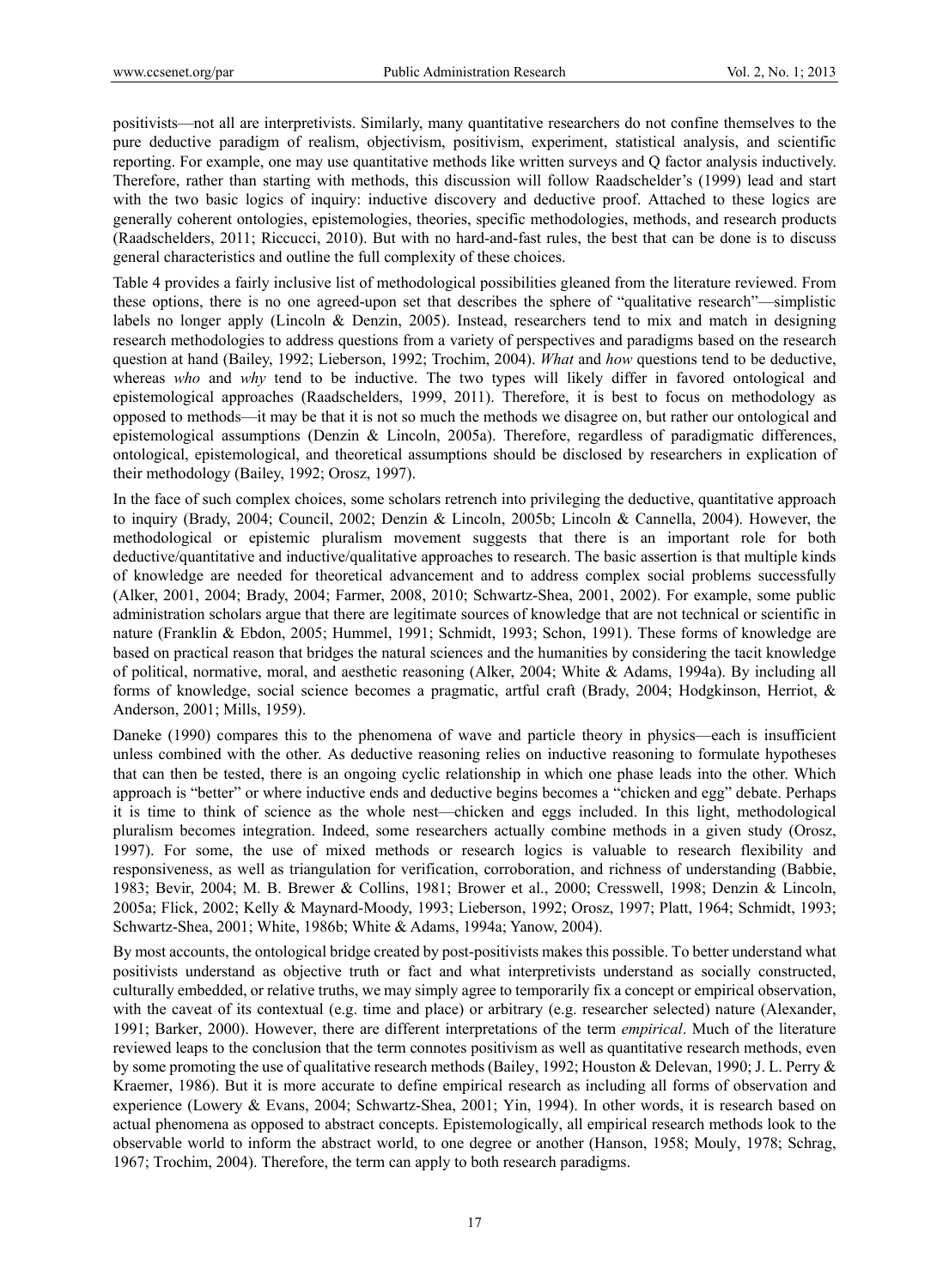positivists—not all are interpretivists. Similarly, many quantitative researchers do not confine themselves to the pure deductive paradigm of realism, objectivism, positivism, experiment, statistical analysis, and scientific reporting. For example, one may use quantitative methods like written surveys and Q factor analysis inductively. Therefore, rather than starting with methods, this discussion will follow Raadschelder's (1999) lead and start with the two basic logics of inquiry: inductive discovery and deductive proof. Attached to these logics are generally coherent ontologies, epistemologies, theories, specific methodologies, methods, and research products (Raadschelders, 2011; Riccucci, 2010). But with no hard-and-fast rules, the best that can be done is to discuss general characteristics and outline the full complexity of these choices.

Table 4 provides a fairly inclusive list of methodological possibilities gleaned from the literature reviewed. From these options, there is no one agreed-upon set that describes the sphere of "qualitative research"—simplistic labels no longer apply (Lincoln & Denzin, 2005). Instead, researchers tend to mix and match in designing research methodologies to address questions from a variety of perspectives and paradigms based on the research question at hand (Bailey, 1992; Lieberson, 1992; Trochim, 2004). *What* and *how* questions tend to be deductive, whereas *who* and *why* tend to be inductive. The two types will likely differ in favored ontological and epistemological approaches (Raadschelders, 1999, 2011). Therefore, it is best to focus on methodology as opposed to methods—it may be that it is not so much the methods we disagree on, but rather our ontological and epistemological assumptions (Denzin & Lincoln, 2005a). Therefore, regardless of paradigmatic differences, ontological, epistemological, and theoretical assumptions should be disclosed by researchers in explication of their methodology (Bailey, 1992; Orosz, 1997).

In the face of such complex choices, some scholars retrench into privileging the deductive, quantitative approach to inquiry (Brady, 2004; Council, 2002; Denzin & Lincoln, 2005b; Lincoln & Cannella, 2004). However, the methodological or epistemic pluralism movement suggests that there is an important role for both deductive/quantitative and inductive/qualitative approaches to research. The basic assertion is that multiple kinds of knowledge are needed for theoretical advancement and to address complex social problems successfully (Alker, 2001, 2004; Brady, 2004; Farmer, 2008, 2010; Schwartz-Shea, 2001, 2002). For example, some public administration scholars argue that there are legitimate sources of knowledge that are not technical or scientific in nature (Franklin & Ebdon, 2005; Hummel, 1991; Schmidt, 1993; Schon, 1991). These forms of knowledge are based on practical reason that bridges the natural sciences and the humanities by considering the tacit knowledge of political, normative, moral, and aesthetic reasoning (Alker, 2004; White & Adams, 1994a). By including all forms of knowledge, social science becomes a pragmatic, artful craft (Brady, 2004; Hodgkinson, Herriot, & Anderson, 2001; Mills, 1959).

Daneke (1990) compares this to the phenomena of wave and particle theory in physics—each is insufficient unless combined with the other. As deductive reasoning relies on inductive reasoning to formulate hypotheses that can then be tested, there is an ongoing cyclic relationship in which one phase leads into the other. Which approach is "better" or where inductive ends and deductive begins becomes a "chicken and egg" debate. Perhaps it is time to think of science as the whole nest—chicken and eggs included. In this light, methodological pluralism becomes integration. Indeed, some researchers actually combine methods in a given study (Orosz, 1997). For some, the use of mixed methods or research logics is valuable to research flexibility and responsiveness, as well as triangulation for verification, corroboration, and richness of understanding (Babbie, 1983; Bevir, 2004; M. B. Brewer & Collins, 1981; Brower et al., 2000; Cresswell, 1998; Denzin & Lincoln, 2005a; Flick, 2002; Kelly & Maynard-Moody, 1993; Lieberson, 1992; Orosz, 1997; Platt, 1964; Schmidt, 1993; Schwartz-Shea, 2001; White, 1986b; White & Adams, 1994a; Yanow, 2004).

By most accounts, the ontological bridge created by post-positivists makes this possible. To better understand what positivists understand as objective truth or fact and what interpretivists understand as socially constructed, culturally embedded, or relative truths, we may simply agree to temporarily fix a concept or empirical observation, with the caveat of its contextual (e.g. time and place) or arbitrary (e.g. researcher selected) nature (Alexander, 1991; Barker, 2000). However, there are different interpretations of the term *empirical*. Much of the literature reviewed leaps to the conclusion that the term connotes positivism as well as quantitative research methods, even by some promoting the use of qualitative research methods (Bailey, 1992; Houston & Delevan, 1990; J. L. Perry & Kraemer, 1986). But it is more accurate to define empirical research as including all forms of observation and experience (Lowery & Evans, 2004; Schwartz-Shea, 2001; Yin, 1994). In other words, it is research based on actual phenomena as opposed to abstract concepts. Epistemologically, all empirical research methods look to the observable world to inform the abstract world, to one degree or another (Hanson, 1958; Mouly, 1978; Schrag, 1967; Trochim, 2004). Therefore, the term can apply to both research paradigms.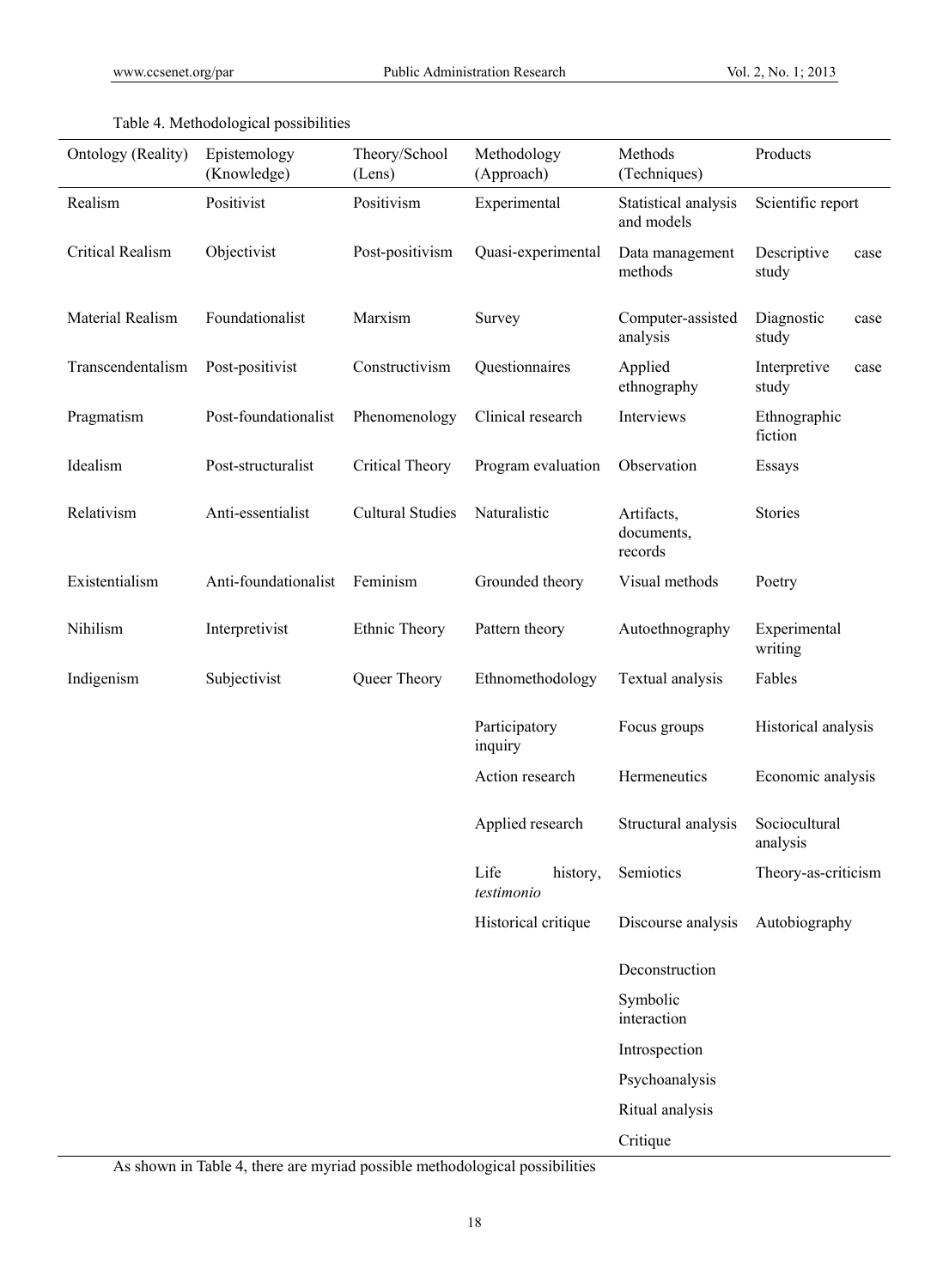Table 4. Methodological possibilities

| Ontology (Reality) | Epistemology (Knowledge) | Theory/School (Lens) | Methodology (Approach) | Methods (Techniques) | Products |
|---|---|---|---|---|---|
| Realism | Positivist | Positivism | Experimental | Statistical analysis and models | Scientific report |
| Critical Realism | Objectivist | Post-positivism | Quasi-experimental | Data management methods | Descriptive case study |
| Material Realism | Foundationalist | Marxism | Survey | Computer-assisted analysis | Diagnostic case study |
| Transcendentalism | Post-positivist | Constructivism | Questionnaires | Applied ethnography | Interpretive case study |
| Pragmatism | Post-foundationalist | Phenomenology | Clinical research | Interviews | Ethnographic fiction |
| Idealism | Post-structuralist | Critical Theory | Program evaluation | Observation | Essays |
| Relativism | Anti-essentialist | Cultural Studies | Naturalistic | Artifacts, documents, records | Stories |
| Existentialism | Anti-foundationalist | Feminism | Grounded theory | Visual methods | Poetry |
| Nihilism | Interpretivist | Ethnic Theory | Pattern theory | Autoethnography | Experimental writing |
| Indigenism | Subjectivist | Queer Theory | Ethnomethodology | Textual analysis | Fables |
| | | | Participatory inquiry | Focus groups | Historical analysis |
| | | | Action research | Hermeneutics | Economic analysis |
| | | | Applied research | Structural analysis | Sociocultural analysis |
| | | | Life history, *testimonio* | Semiotics | Theory-as-criticism |
| | | | Historical critique | Discourse analysis | Autobiography |
| | | | | Deconstruction | |
| | | | | Symbolic interaction | |
| | | | | Introspection | |
| | | | | Psychoanalysis | |
| | | | | Ritual analysis | |
| | | | | Critique | |

As shown in Table 4, there are myriad possible methodological possibilities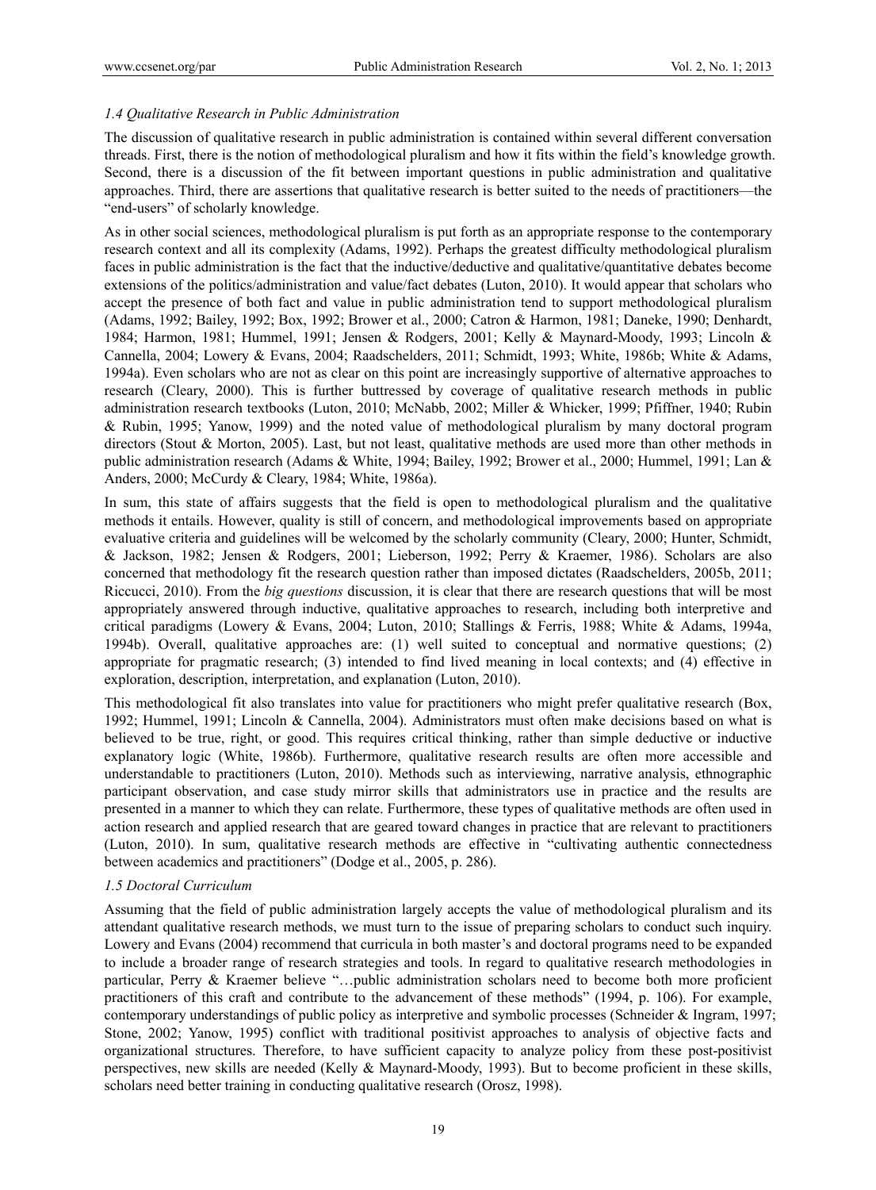### *1.4 Qualitative Research in Public Administration*

The discussion of qualitative research in public administration is contained within several different conversation threads. First, there is the notion of methodological pluralism and how it fits within the field's knowledge growth. Second, there is a discussion of the fit between important questions in public administration and qualitative approaches. Third, there are assertions that qualitative research is better suited to the needs of practitioners—the "end-users" of scholarly knowledge.

As in other social sciences, methodological pluralism is put forth as an appropriate response to the contemporary research context and all its complexity (Adams, 1992). Perhaps the greatest difficulty methodological pluralism faces in public administration is the fact that the inductive/deductive and qualitative/quantitative debates become extensions of the politics/administration and value/fact debates (Luton, 2010). It would appear that scholars who accept the presence of both fact and value in public administration tend to support methodological pluralism (Adams, 1992; Bailey, 1992; Box, 1992; Brower et al., 2000; Catron & Harmon, 1981; Daneke, 1990; Denhardt, 1984; Harmon, 1981; Hummel, 1991; Jensen & Rodgers, 2001; Kelly & Maynard-Moody, 1993; Lincoln & Cannella, 2004; Lowery & Evans, 2004; Raadschelders, 2011; Schmidt, 1993; White, 1986b; White & Adams, 1994a). Even scholars who are not as clear on this point are increasingly supportive of alternative approaches to research (Cleary, 2000). This is further buttressed by coverage of qualitative research methods in public administration research textbooks (Luton, 2010; McNabb, 2002; Miller & Whicker, 1999; Pfiffner, 1940; Rubin & Rubin, 1995; Yanow, 1999) and the noted value of methodological pluralism by many doctoral program directors (Stout & Morton, 2005). Last, but not least, qualitative methods are used more than other methods in public administration research (Adams & White, 1994; Bailey, 1992; Brower et al., 2000; Hummel, 1991; Lan & Anders, 2000; McCurdy & Cleary, 1984; White, 1986a).

In sum, this state of affairs suggests that the field is open to methodological pluralism and the qualitative methods it entails. However, quality is still of concern, and methodological improvements based on appropriate evaluative criteria and guidelines will be welcomed by the scholarly community (Cleary, 2000; Hunter, Schmidt, & Jackson, 1982; Jensen & Rodgers, 2001; Lieberson, 1992; Perry & Kraemer, 1986). Scholars are also concerned that methodology fit the research question rather than imposed dictates (Raadschelders, 2005b, 2011; Riccucci, 2010). From the *big questions* discussion, it is clear that there are research questions that will be most appropriately answered through inductive, qualitative approaches to research, including both interpretive and critical paradigms (Lowery & Evans, 2004; Luton, 2010; Stallings & Ferris, 1988; White & Adams, 1994a, 1994b). Overall, qualitative approaches are: (1) well suited to conceptual and normative questions; (2) appropriate for pragmatic research; (3) intended to find lived meaning in local contexts; and (4) effective in exploration, description, interpretation, and explanation (Luton, 2010).

This methodological fit also translates into value for practitioners who might prefer qualitative research (Box, 1992; Hummel, 1991; Lincoln & Cannella, 2004). Administrators must often make decisions based on what is believed to be true, right, or good. This requires critical thinking, rather than simple deductive or inductive explanatory logic (White, 1986b). Furthermore, qualitative research results are often more accessible and understandable to practitioners (Luton, 2010). Methods such as interviewing, narrative analysis, ethnographic participant observation, and case study mirror skills that administrators use in practice and the results are presented in a manner to which they can relate. Furthermore, these types of qualitative methods are often used in action research and applied research that are geared toward changes in practice that are relevant to practitioners (Luton, 2010). In sum, qualitative research methods are effective in "cultivating authentic connectedness between academics and practitioners" (Dodge et al., 2005, p. 286).

### *1.5 Doctoral Curriculum*

Assuming that the field of public administration largely accepts the value of methodological pluralism and its attendant qualitative research methods, we must turn to the issue of preparing scholars to conduct such inquiry. Lowery and Evans (2004) recommend that curricula in both master's and doctoral programs need to be expanded to include a broader range of research strategies and tools. In regard to qualitative research methodologies in particular, Perry & Kraemer believe "…public administration scholars need to become both more proficient practitioners of this craft and contribute to the advancement of these methods" (1994, p. 106). For example, contemporary understandings of public policy as interpretive and symbolic processes (Schneider & Ingram, 1997; Stone, 2002; Yanow, 1995) conflict with traditional positivist approaches to analysis of objective facts and organizational structures. Therefore, to have sufficient capacity to analyze policy from these post-positivist perspectives, new skills are needed (Kelly & Maynard-Moody, 1993). But to become proficient in these skills, scholars need better training in conducting qualitative research (Orosz, 1998).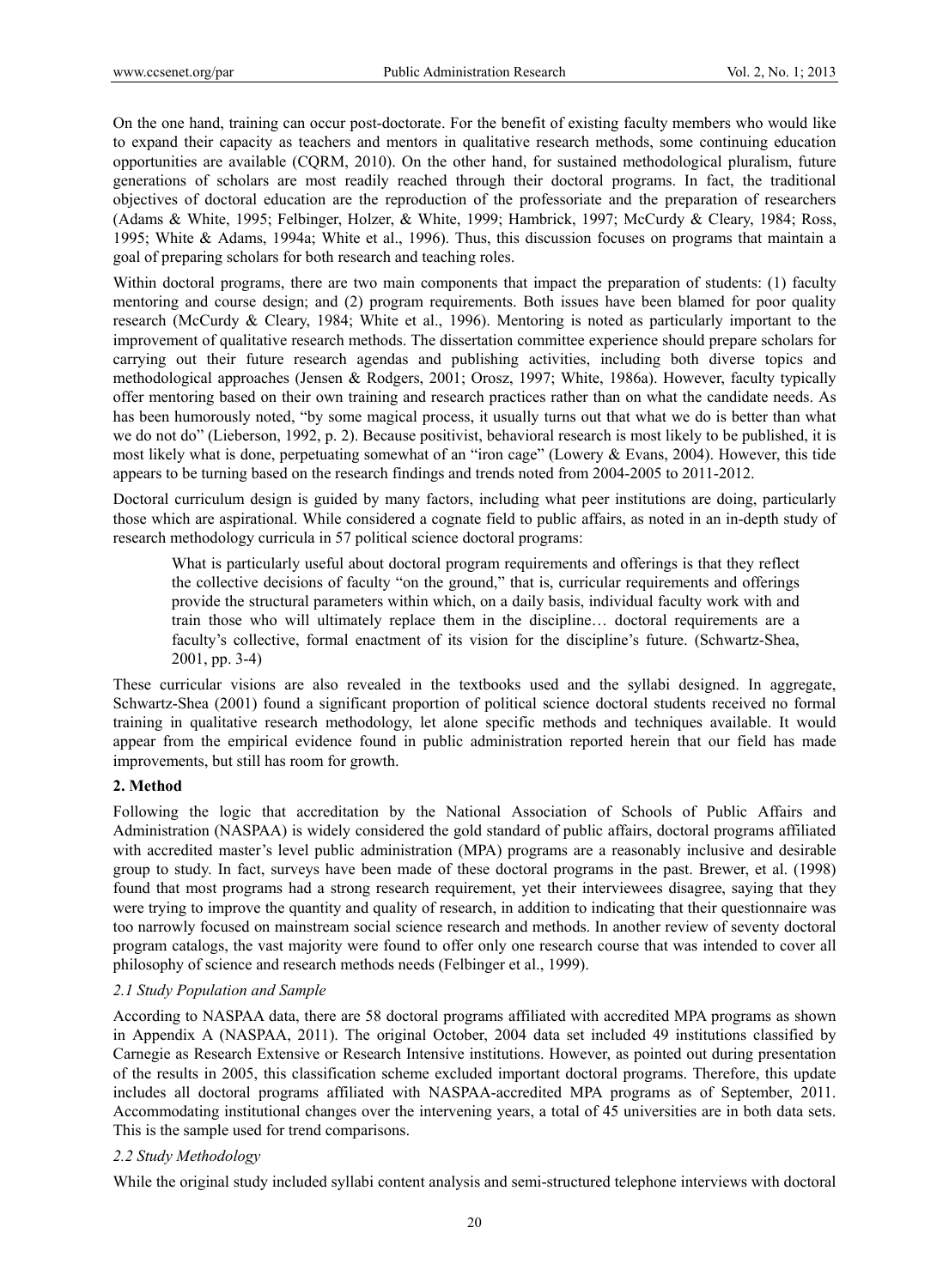On the one hand, training can occur post-doctorate. For the benefit of existing faculty members who would like to expand their capacity as teachers and mentors in qualitative research methods, some continuing education opportunities are available (CQRM, 2010). On the other hand, for sustained methodological pluralism, future generations of scholars are most readily reached through their doctoral programs. In fact, the traditional objectives of doctoral education are the reproduction of the professoriate and the preparation of researchers (Adams & White, 1995; Felbinger, Holzer, & White, 1999; Hambrick, 1997; McCurdy & Cleary, 1984; Ross, 1995; White & Adams, 1994a; White et al., 1996). Thus, this discussion focuses on programs that maintain a goal of preparing scholars for both research and teaching roles.

Within doctoral programs, there are two main components that impact the preparation of students: (1) faculty mentoring and course design; and (2) program requirements. Both issues have been blamed for poor quality research (McCurdy & Cleary, 1984; White et al., 1996). Mentoring is noted as particularly important to the improvement of qualitative research methods. The dissertation committee experience should prepare scholars for carrying out their future research agendas and publishing activities, including both diverse topics and methodological approaches (Jensen & Rodgers, 2001; Orosz, 1997; White, 1986a). However, faculty typically offer mentoring based on their own training and research practices rather than on what the candidate needs. As has been humorously noted, "by some magical process, it usually turns out that what we do is better than what we do not do" (Lieberson, 1992, p. 2). Because positivist, behavioral research is most likely to be published, it is most likely what is done, perpetuating somewhat of an "iron cage" (Lowery & Evans, 2004). However, this tide appears to be turning based on the research findings and trends noted from 2004-2005 to 2011-2012.

Doctoral curriculum design is guided by many factors, including what peer institutions are doing, particularly those which are aspirational. While considered a cognate field to public affairs, as noted in an in-depth study of research methodology curricula in 57 political science doctoral programs:

> What is particularly useful about doctoral program requirements and offerings is that they reflect the collective decisions of faculty "on the ground," that is, curricular requirements and offerings provide the structural parameters within which, on a daily basis, individual faculty work with and train those who will ultimately replace them in the discipline… doctoral requirements are a faculty's collective, formal enactment of its vision for the discipline's future. (Schwartz-Shea, 2001, pp. 3-4)

These curricular visions are also revealed in the textbooks used and the syllabi designed. In aggregate, Schwartz-Shea (2001) found a significant proportion of political science doctoral students received no formal training in qualitative research methodology, let alone specific methods and techniques available. It would appear from the empirical evidence found in public administration reported herein that our field has made improvements, but still has room for growth.

## 2. Method

Following the logic that accreditation by the National Association of Schools of Public Affairs and Administration (NASPAA) is widely considered the gold standard of public affairs, doctoral programs affiliated with accredited master's level public administration (MPA) programs are a reasonably inclusive and desirable group to study. In fact, surveys have been made of these doctoral programs in the past. Brewer, et al. (1998) found that most programs had a strong research requirement, yet their interviewees disagree, saying that they were trying to improve the quantity and quality of research, in addition to indicating that their questionnaire was too narrowly focused on mainstream social science research and methods. In another review of seventy doctoral program catalogs, the vast majority were found to offer only one research course that was intended to cover all philosophy of science and research methods needs (Felbinger et al., 1999).

### *2.1 Study Population and Sample*

According to NASPAA data, there are 58 doctoral programs affiliated with accredited MPA programs as shown in Appendix A (NASPAA, 2011). The original October, 2004 data set included 49 institutions classified by Carnegie as Research Extensive or Research Intensive institutions. However, as pointed out during presentation of the results in 2005, this classification scheme excluded important doctoral programs. Therefore, this update includes all doctoral programs affiliated with NASPAA-accredited MPA programs as of September, 2011. Accommodating institutional changes over the intervening years, a total of 45 universities are in both data sets. This is the sample used for trend comparisons.

### *2.2 Study Methodology*

While the original study included syllabi content analysis and semi-structured telephone interviews with doctoral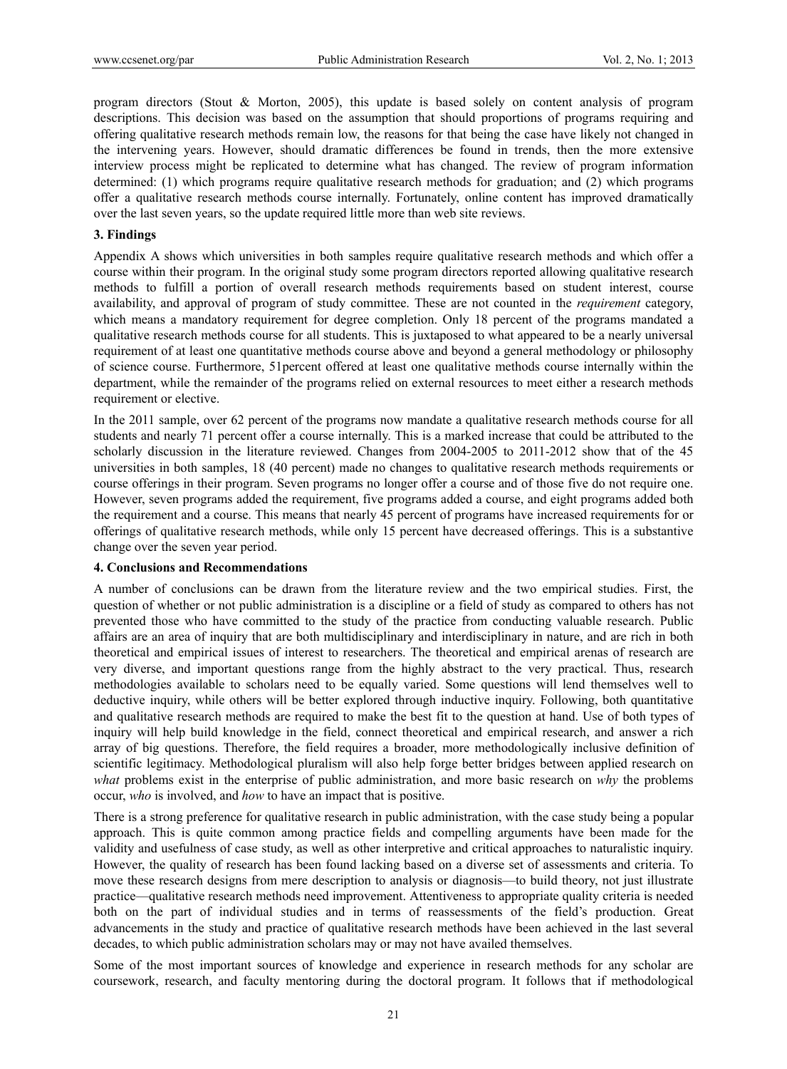program directors (Stout & Morton, 2005), this update is based solely on content analysis of program descriptions. This decision was based on the assumption that should proportions of programs requiring and offering qualitative research methods remain low, the reasons for that being the case have likely not changed in the intervening years. However, should dramatic differences be found in trends, then the more extensive interview process might be replicated to determine what has changed. The review of program information determined: (1) which programs require qualitative research methods for graduation; and (2) which programs offer a qualitative research methods course internally. Fortunately, online content has improved dramatically over the last seven years, so the update required little more than web site reviews.

## 3. Findings

Appendix A shows which universities in both samples require qualitative research methods and which offer a course within their program. In the original study some program directors reported allowing qualitative research methods to fulfill a portion of overall research methods requirements based on student interest, course availability, and approval of program of study committee. These are not counted in the *requirement* category, which means a mandatory requirement for degree completion. Only 18 percent of the programs mandated a qualitative research methods course for all students. This is juxtaposed to what appeared to be a nearly universal requirement of at least one quantitative methods course above and beyond a general methodology or philosophy of science course. Furthermore, 51percent offered at least one qualitative methods course internally within the department, while the remainder of the programs relied on external resources to meet either a research methods requirement or elective.

In the 2011 sample, over 62 percent of the programs now mandate a qualitative research methods course for all students and nearly 71 percent offer a course internally. This is a marked increase that could be attributed to the scholarly discussion in the literature reviewed. Changes from 2004-2005 to 2011-2012 show that of the 45 universities in both samples, 18 (40 percent) made no changes to qualitative research methods requirements or course offerings in their program. Seven programs no longer offer a course and of those five do not require one. However, seven programs added the requirement, five programs added a course, and eight programs added both the requirement and a course. This means that nearly 45 percent of programs have increased requirements for or offerings of qualitative research methods, while only 15 percent have decreased offerings. This is a substantive change over the seven year period.

## 4. Conclusions and Recommendations

A number of conclusions can be drawn from the literature review and the two empirical studies. First, the question of whether or not public administration is a discipline or a field of study as compared to others has not prevented those who have committed to the study of the practice from conducting valuable research. Public affairs are an area of inquiry that are both multidisciplinary and interdisciplinary in nature, and are rich in both theoretical and empirical issues of interest to researchers. The theoretical and empirical arenas of research are very diverse, and important questions range from the highly abstract to the very practical. Thus, research methodologies available to scholars need to be equally varied. Some questions will lend themselves well to deductive inquiry, while others will be better explored through inductive inquiry. Following, both quantitative and qualitative research methods are required to make the best fit to the question at hand. Use of both types of inquiry will help build knowledge in the field, connect theoretical and empirical research, and answer a rich array of big questions. Therefore, the field requires a broader, more methodologically inclusive definition of scientific legitimacy. Methodological pluralism will also help forge better bridges between applied research on *what* problems exist in the enterprise of public administration, and more basic research on *why* the problems occur, *who* is involved, and *how* to have an impact that is positive.

There is a strong preference for qualitative research in public administration, with the case study being a popular approach. This is quite common among practice fields and compelling arguments have been made for the validity and usefulness of case study, as well as other interpretive and critical approaches to naturalistic inquiry. However, the quality of research has been found lacking based on a diverse set of assessments and criteria. To move these research designs from mere description to analysis or diagnosis—to build theory, not just illustrate practice—qualitative research methods need improvement. Attentiveness to appropriate quality criteria is needed both on the part of individual studies and in terms of reassessments of the field's production. Great advancements in the study and practice of qualitative research methods have been achieved in the last several decades, to which public administration scholars may or may not have availed themselves.

Some of the most important sources of knowledge and experience in research methods for any scholar are coursework, research, and faculty mentoring during the doctoral program. It follows that if methodological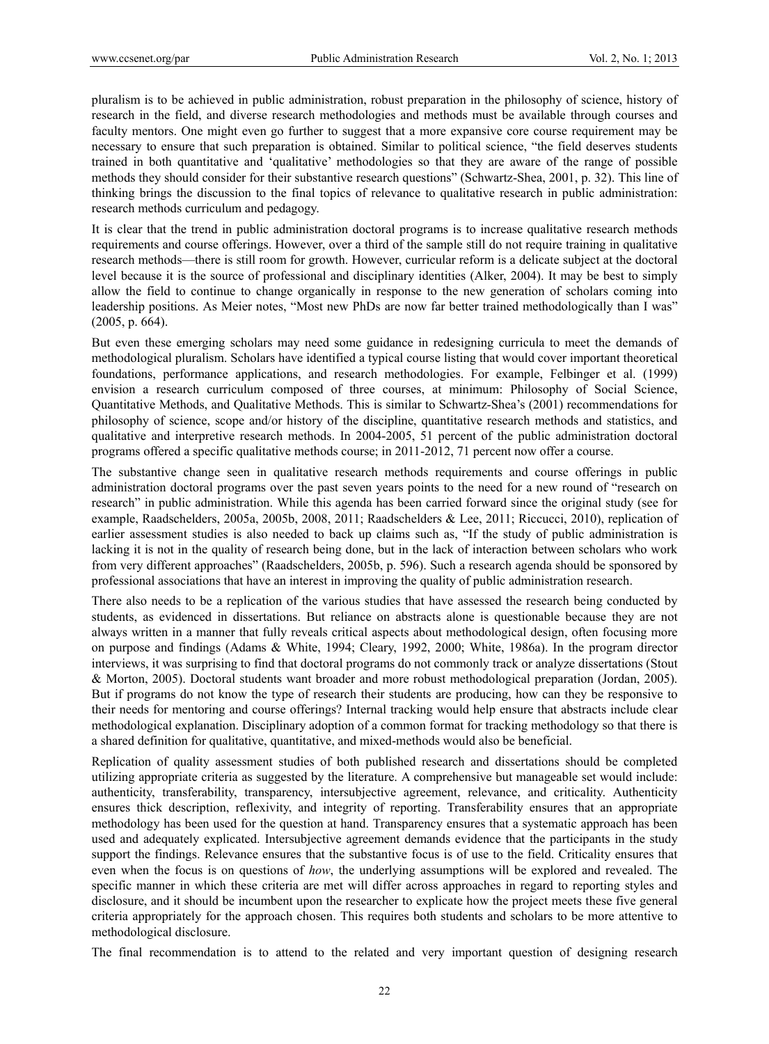pluralism is to be achieved in public administration, robust preparation in the philosophy of science, history of research in the field, and diverse research methodologies and methods must be available through courses and faculty mentors. One might even go further to suggest that a more expansive core course requirement may be necessary to ensure that such preparation is obtained. Similar to political science, "the field deserves students trained in both quantitative and 'qualitative' methodologies so that they are aware of the range of possible methods they should consider for their substantive research questions" (Schwartz-Shea, 2001, p. 32). This line of thinking brings the discussion to the final topics of relevance to qualitative research in public administration: research methods curriculum and pedagogy.

It is clear that the trend in public administration doctoral programs is to increase qualitative research methods requirements and course offerings. However, over a third of the sample still do not require training in qualitative research methods—there is still room for growth. However, curricular reform is a delicate subject at the doctoral level because it is the source of professional and disciplinary identities (Alker, 2004). It may be best to simply allow the field to continue to change organically in response to the new generation of scholars coming into leadership positions. As Meier notes, "Most new PhDs are now far better trained methodologically than I was" (2005, p. 664).

But even these emerging scholars may need some guidance in redesigning curricula to meet the demands of methodological pluralism. Scholars have identified a typical course listing that would cover important theoretical foundations, performance applications, and research methodologies. For example, Felbinger et al. (1999) envision a research curriculum composed of three courses, at minimum: Philosophy of Social Science, Quantitative Methods, and Qualitative Methods. This is similar to Schwartz-Shea's (2001) recommendations for philosophy of science, scope and/or history of the discipline, quantitative research methods and statistics, and qualitative and interpretive research methods. In 2004-2005, 51 percent of the public administration doctoral programs offered a specific qualitative methods course; in 2011-2012, 71 percent now offer a course.

The substantive change seen in qualitative research methods requirements and course offerings in public administration doctoral programs over the past seven years points to the need for a new round of "research on research" in public administration. While this agenda has been carried forward since the original study (see for example, Raadschelders, 2005a, 2005b, 2008, 2011; Raadschelders & Lee, 2011; Riccucci, 2010), replication of earlier assessment studies is also needed to back up claims such as, "If the study of public administration is lacking it is not in the quality of research being done, but in the lack of interaction between scholars who work from very different approaches" (Raadschelders, 2005b, p. 596). Such a research agenda should be sponsored by professional associations that have an interest in improving the quality of public administration research.

There also needs to be a replication of the various studies that have assessed the research being conducted by students, as evidenced in dissertations. But reliance on abstracts alone is questionable because they are not always written in a manner that fully reveals critical aspects about methodological design, often focusing more on purpose and findings (Adams & White, 1994; Cleary, 1992, 2000; White, 1986a). In the program director interviews, it was surprising to find that doctoral programs do not commonly track or analyze dissertations (Stout & Morton, 2005). Doctoral students want broader and more robust methodological preparation (Jordan, 2005). But if programs do not know the type of research their students are producing, how can they be responsive to their needs for mentoring and course offerings? Internal tracking would help ensure that abstracts include clear methodological explanation. Disciplinary adoption of a common format for tracking methodology so that there is a shared definition for qualitative, quantitative, and mixed-methods would also be beneficial.

Replication of quality assessment studies of both published research and dissertations should be completed utilizing appropriate criteria as suggested by the literature. A comprehensive but manageable set would include: authenticity, transferability, transparency, intersubjective agreement, relevance, and criticality. Authenticity ensures thick description, reflexivity, and integrity of reporting. Transferability ensures that an appropriate methodology has been used for the question at hand. Transparency ensures that a systematic approach has been used and adequately explicated. Intersubjective agreement demands evidence that the participants in the study support the findings. Relevance ensures that the substantive focus is of use to the field. Criticality ensures that even when the focus is on questions of *how*, the underlying assumptions will be explored and revealed. The specific manner in which these criteria are met will differ across approaches in regard to reporting styles and disclosure, and it should be incumbent upon the researcher to explicate how the project meets these five general criteria appropriately for the approach chosen. This requires both students and scholars to be more attentive to methodological disclosure.

The final recommendation is to attend to the related and very important question of designing research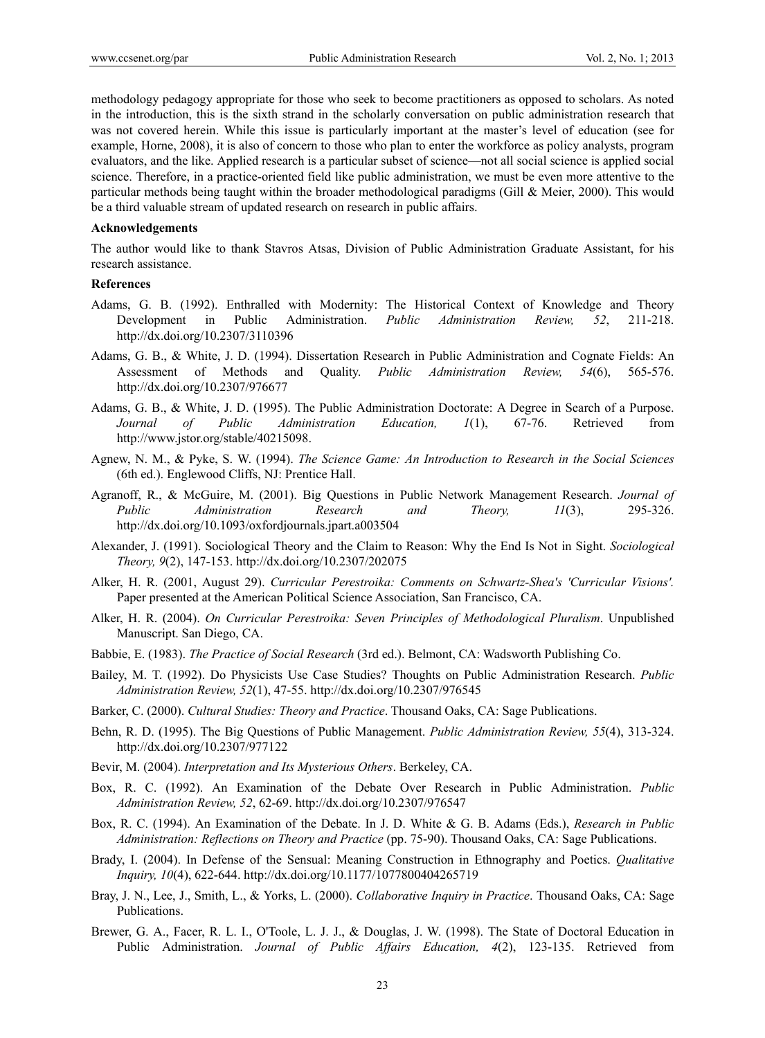methodology pedagogy appropriate for those who seek to become practitioners as opposed to scholars. As noted in the introduction, this is the sixth strand in the scholarly conversation on public administration research that was not covered herein. While this issue is particularly important at the master's level of education (see for example, Horne, 2008), it is also of concern to those who plan to enter the workforce as policy analysts, program evaluators, and the like. Applied research is a particular subset of science—not all social science is applied social science. Therefore, in a practice-oriented field like public administration, we must be even more attentive to the particular methods being taught within the broader methodological paradigms (Gill & Meier, 2000). This would be a third valuable stream of updated research on research in public affairs.

**Acknowledgements**

The author would like to thank Stavros Atsas, Division of Public Administration Graduate Assistant, for his research assistance.

**References**

Adams, G. B. (1992). Enthralled with Modernity: The Historical Context of Knowledge and Theory Development in Public Administration. *Public Administration Review, 52*, 211-218. http://dx.doi.org/10.2307/3110396

Adams, G. B., & White, J. D. (1994). Dissertation Research in Public Administration and Cognate Fields: An Assessment of Methods and Quality. *Public Administration Review, 54*(6), 565-576. http://dx.doi.org/10.2307/976677

Adams, G. B., & White, J. D. (1995). The Public Administration Doctorate: A Degree in Search of a Purpose. *Journal of Public Administration Education, 1*(1), 67-76. Retrieved from http://www.jstor.org/stable/40215098.

Agnew, N. M., & Pyke, S. W. (1994). *The Science Game: An Introduction to Research in the Social Sciences* (6th ed.). Englewood Cliffs, NJ: Prentice Hall.

Agranoff, R., & McGuire, M. (2001). Big Questions in Public Network Management Research. *Journal of Public Administration Research and Theory, 11*(3), 295-326. http://dx.doi.org/10.1093/oxfordjournals.jpart.a003504

Alexander, J. (1991). Sociological Theory and the Claim to Reason: Why the End Is Not in Sight. *Sociological Theory, 9*(2), 147-153. http://dx.doi.org/10.2307/202075

Alker, H. R. (2001, August 29). *Curricular Perestroika: Comments on Schwartz-Shea's 'Curricular Visions'.* Paper presented at the American Political Science Association, San Francisco, CA.

Alker, H. R. (2004). *On Curricular Perestroika: Seven Principles of Methodological Pluralism*. Unpublished Manuscript. San Diego, CA.

Babbie, E. (1983). *The Practice of Social Research* (3rd ed.). Belmont, CA: Wadsworth Publishing Co.

Bailey, M. T. (1992). Do Physicists Use Case Studies? Thoughts on Public Administration Research. *Public Administration Review, 52*(1), 47-55. http://dx.doi.org/10.2307/976545

Barker, C. (2000). *Cultural Studies: Theory and Practice*. Thousand Oaks, CA: Sage Publications.

Behn, R. D. (1995). The Big Questions of Public Management. *Public Administration Review, 55*(4), 313-324. http://dx.doi.org/10.2307/977122

Bevir, M. (2004). *Interpretation and Its Mysterious Others*. Berkeley, CA.

Box, R. C. (1992). An Examination of the Debate Over Research in Public Administration. *Public Administration Review, 52*, 62-69. http://dx.doi.org/10.2307/976547

Box, R. C. (1994). An Examination of the Debate. In J. D. White & G. B. Adams (Eds.), *Research in Public Administration: Reflections on Theory and Practice* (pp. 75-90). Thousand Oaks, CA: Sage Publications.

Brady, I. (2004). In Defense of the Sensual: Meaning Construction in Ethnography and Poetics. *Qualitative Inquiry, 10*(4), 622-644. http://dx.doi.org/10.1177/1077800404265719

Bray, J. N., Lee, J., Smith, L., & Yorks, L. (2000). *Collaborative Inquiry in Practice*. Thousand Oaks, CA: Sage Publications.

Brewer, G. A., Facer, R. L. I., O'Toole, L. J. J., & Douglas, J. W. (1998). The State of Doctoral Education in Public Administration. *Journal of Public Affairs Education, 4*(2), 123-135. Retrieved from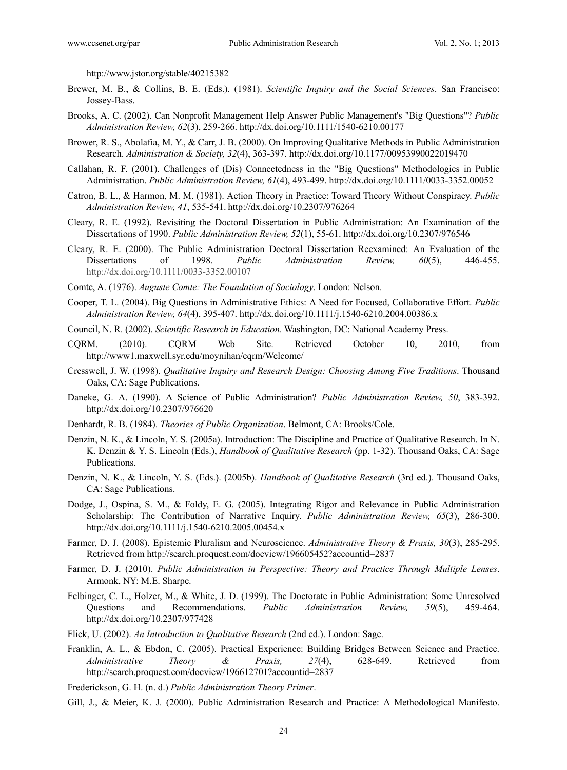http://www.jstor.org/stable/40215382

Brewer, M. B., & Collins, B. E. (Eds.). (1981). *Scientific Inquiry and the Social Sciences*. San Francisco: Jossey-Bass.

Brooks, A. C. (2002). Can Nonprofit Management Help Answer Public Management's "Big Questions"? *Public Administration Review, 62*(3), 259-266. http://dx.doi.org/10.1111/1540-6210.00177

Brower, R. S., Abolafia, M. Y., & Carr, J. B. (2000). On Improving Qualitative Methods in Public Administration Research. *Administration & Society, 32*(4), 363-397. http://dx.doi.org/10.1177/00953990022019470

Callahan, R. F. (2001). Challenges of (Dis) Connectedness in the "Big Questions" Methodologies in Public Administration. *Public Administration Review, 61*(4), 493-499. http://dx.doi.org/10.1111/0033-3352.00052

Catron, B. L., & Harmon, M. M. (1981). Action Theory in Practice: Toward Theory Without Conspiracy. *Public Administration Review, 41*, 535-541. http://dx.doi.org/10.2307/976264

Cleary, R. E. (1992). Revisiting the Doctoral Dissertation in Public Administration: An Examination of the Dissertations of 1990. *Public Administration Review, 52*(1), 55-61. http://dx.doi.org/10.2307/976546

Cleary, R. E. (2000). The Public Administration Doctoral Dissertation Reexamined: An Evaluation of the Dissertations of 1998. *Public Administration Review, 60*(5), 446-455. http://dx.doi.org/10.1111/0033-3352.00107

Comte, A. (1976). *Auguste Comte: The Foundation of Sociology*. London: Nelson.

Cooper, T. L. (2004). Big Questions in Administrative Ethics: A Need for Focused, Collaborative Effort. *Public Administration Review, 64*(4), 395-407. http://dx.doi.org/10.1111/j.1540-6210.2004.00386.x

Council, N. R. (2002). *Scientific Research in Education*. Washington, DC: National Academy Press.

CQRM. (2010). CQRM Web Site. Retrieved October 10, 2010, from http://www1.maxwell.syr.edu/moynihan/cqrm/Welcome/

Cresswell, J. W. (1998). *Qualitative Inquiry and Research Design: Choosing Among Five Traditions*. Thousand Oaks, CA: Sage Publications.

Daneke, G. A. (1990). A Science of Public Administration? *Public Administration Review, 50*, 383-392. http://dx.doi.org/10.2307/976620

Denhardt, R. B. (1984). *Theories of Public Organization*. Belmont, CA: Brooks/Cole.

Denzin, N. K., & Lincoln, Y. S. (2005a). Introduction: The Discipline and Practice of Qualitative Research. In N. K. Denzin & Y. S. Lincoln (Eds.), *Handbook of Qualitative Research* (pp. 1-32). Thousand Oaks, CA: Sage Publications.

Denzin, N. K., & Lincoln, Y. S. (Eds.). (2005b). *Handbook of Qualitative Research* (3rd ed.). Thousand Oaks, CA: Sage Publications.

Dodge, J., Ospina, S. M., & Foldy, E. G. (2005). Integrating Rigor and Relevance in Public Administration Scholarship: The Contribution of Narrative Inquiry. *Public Administration Review, 65*(3), 286-300. http://dx.doi.org/10.1111/j.1540-6210.2005.00454.x

Farmer, D. J. (2008). Epistemic Pluralism and Neuroscience. *Administrative Theory & Praxis, 30*(3), 285-295. Retrieved from http://search.proquest.com/docview/196605452?accountid=2837

Farmer, D. J. (2010). *Public Administration in Perspective: Theory and Practice Through Multiple Lenses*. Armonk, NY: M.E. Sharpe.

Felbinger, C. L., Holzer, M., & White, J. D. (1999). The Doctorate in Public Administration: Some Unresolved Questions and Recommendations. *Public Administration Review, 59*(5), 459-464. http://dx.doi.org/10.2307/977428

Flick, U. (2002). *An Introduction to Qualitative Research* (2nd ed.). London: Sage.

Franklin, A. L., & Ebdon, C. (2005). Practical Experience: Building Bridges Between Science and Practice. *Administrative Theory & Praxis, 27*(4), 628-649. Retrieved from http://search.proquest.com/docview/196612701?accountid=2837

Frederickson, G. H. (n. d.) *Public Administration Theory Primer*.

Gill, J., & Meier, K. J. (2000). Public Administration Research and Practice: A Methodological Manifesto.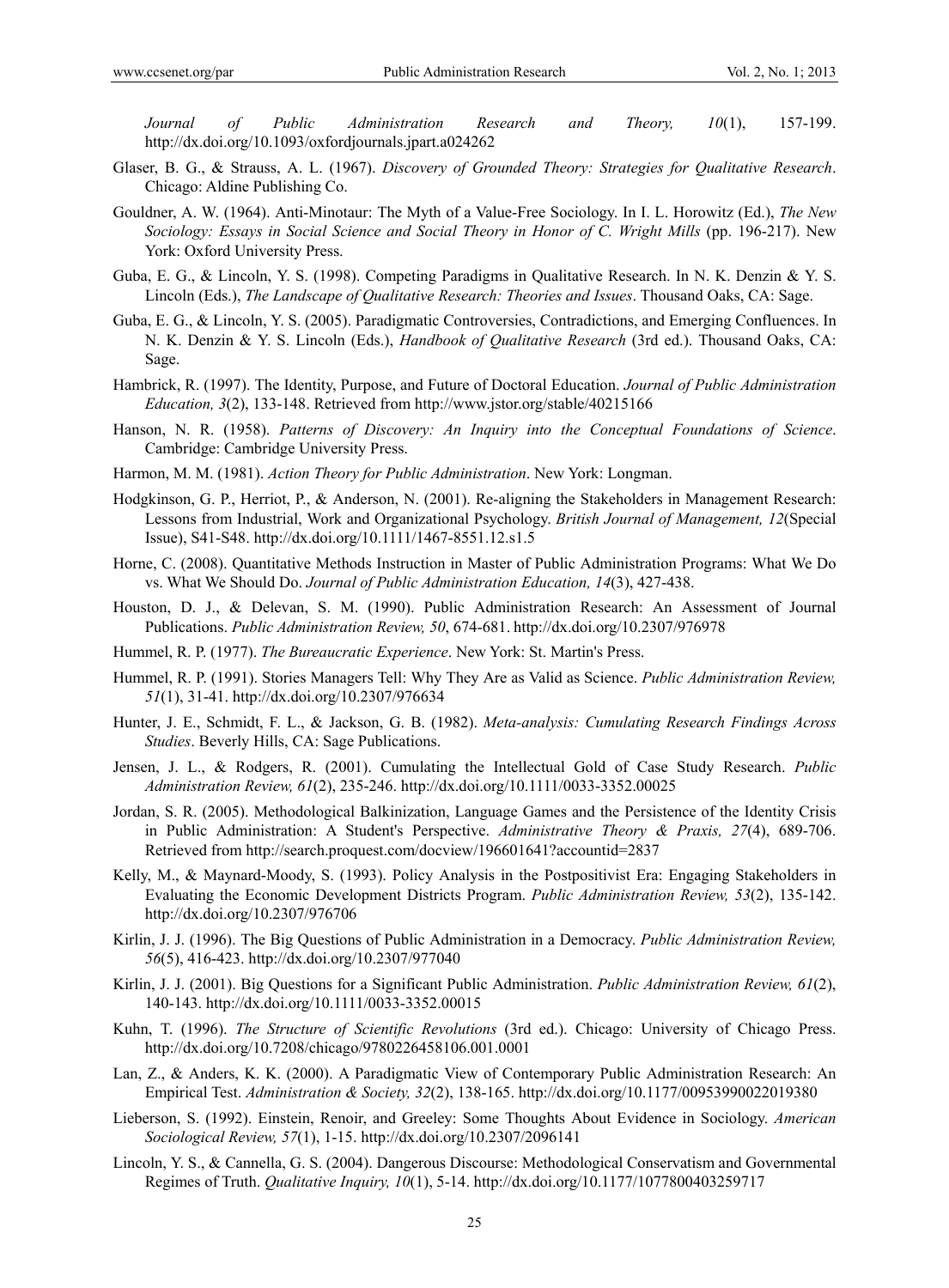*Journal of Public Administration Research and Theory, 10*(1), 157-199. http://dx.doi.org/10.1093/oxfordjournals.jpart.a024262

Glaser, B. G., & Strauss, A. L. (1967). *Discovery of Grounded Theory: Strategies for Qualitative Research*. Chicago: Aldine Publishing Co.

Gouldner, A. W. (1964). Anti-Minotaur: The Myth of a Value-Free Sociology. In I. L. Horowitz (Ed.), *The New Sociology: Essays in Social Science and Social Theory in Honor of C. Wright Mills* (pp. 196-217). New York: Oxford University Press.

Guba, E. G., & Lincoln, Y. S. (1998). Competing Paradigms in Qualitative Research. In N. K. Denzin & Y. S. Lincoln (Eds.), *The Landscape of Qualitative Research: Theories and Issues*. Thousand Oaks, CA: Sage.

Guba, E. G., & Lincoln, Y. S. (2005). Paradigmatic Controversies, Contradictions, and Emerging Confluences. In N. K. Denzin & Y. S. Lincoln (Eds.), *Handbook of Qualitative Research* (3rd ed.). Thousand Oaks, CA: Sage.

Hambrick, R. (1997). The Identity, Purpose, and Future of Doctoral Education. *Journal of Public Administration Education, 3*(2), 133-148. Retrieved from http://www.jstor.org/stable/40215166

Hanson, N. R. (1958). *Patterns of Discovery: An Inquiry into the Conceptual Foundations of Science*. Cambridge: Cambridge University Press.

Harmon, M. M. (1981). *Action Theory for Public Administration*. New York: Longman.

Hodgkinson, G. P., Herriot, P., & Anderson, N. (2001). Re-aligning the Stakeholders in Management Research: Lessons from Industrial, Work and Organizational Psychology. *British Journal of Management, 12*(Special Issue), S41-S48. http://dx.doi.org/10.1111/1467-8551.12.s1.5

Horne, C. (2008). Quantitative Methods Instruction in Master of Public Administration Programs: What We Do vs. What We Should Do. *Journal of Public Administration Education, 14*(3), 427-438.

Houston, D. J., & Delevan, S. M. (1990). Public Administration Research: An Assessment of Journal Publications. *Public Administration Review, 50*, 674-681. http://dx.doi.org/10.2307/976978

Hummel, R. P. (1977). *The Bureaucratic Experience*. New York: St. Martin's Press.

Hummel, R. P. (1991). Stories Managers Tell: Why They Are as Valid as Science. *Public Administration Review, 51*(1), 31-41. http://dx.doi.org/10.2307/976634

Hunter, J. E., Schmidt, F. L., & Jackson, G. B. (1982). *Meta-analysis: Cumulating Research Findings Across Studies*. Beverly Hills, CA: Sage Publications.

Jensen, J. L., & Rodgers, R. (2001). Cumulating the Intellectual Gold of Case Study Research. *Public Administration Review, 61*(2), 235-246. http://dx.doi.org/10.1111/0033-3352.00025

Jordan, S. R. (2005). Methodological Balkinization, Language Games and the Persistence of the Identity Crisis in Public Administration: A Student's Perspective. *Administrative Theory & Praxis, 27*(4), 689-706. Retrieved from http://search.proquest.com/docview/196601641?accountid=2837

Kelly, M., & Maynard-Moody, S. (1993). Policy Analysis in the Postpositivist Era: Engaging Stakeholders in Evaluating the Economic Development Districts Program. *Public Administration Review, 53*(2), 135-142. http://dx.doi.org/10.2307/976706

Kirlin, J. J. (1996). The Big Questions of Public Administration in a Democracy. *Public Administration Review, 56*(5), 416-423. http://dx.doi.org/10.2307/977040

Kirlin, J. J. (2001). Big Questions for a Significant Public Administration. *Public Administration Review, 61*(2), 140-143. http://dx.doi.org/10.1111/0033-3352.00015

Kuhn, T. (1996). *The Structure of Scientific Revolutions* (3rd ed.). Chicago: University of Chicago Press. http://dx.doi.org/10.7208/chicago/9780226458106.001.0001

Lan, Z., & Anders, K. K. (2000). A Paradigmatic View of Contemporary Public Administration Research: An Empirical Test. *Administration & Society, 32*(2), 138-165. http://dx.doi.org/10.1177/00953990022019380

Lieberson, S. (1992). Einstein, Renoir, and Greeley: Some Thoughts About Evidence in Sociology. *American Sociological Review, 57*(1), 1-15. http://dx.doi.org/10.2307/2096141

Lincoln, Y. S., & Cannella, G. S. (2004). Dangerous Discourse: Methodological Conservatism and Governmental Regimes of Truth. *Qualitative Inquiry, 10*(1), 5-14. http://dx.doi.org/10.1177/1077800403259717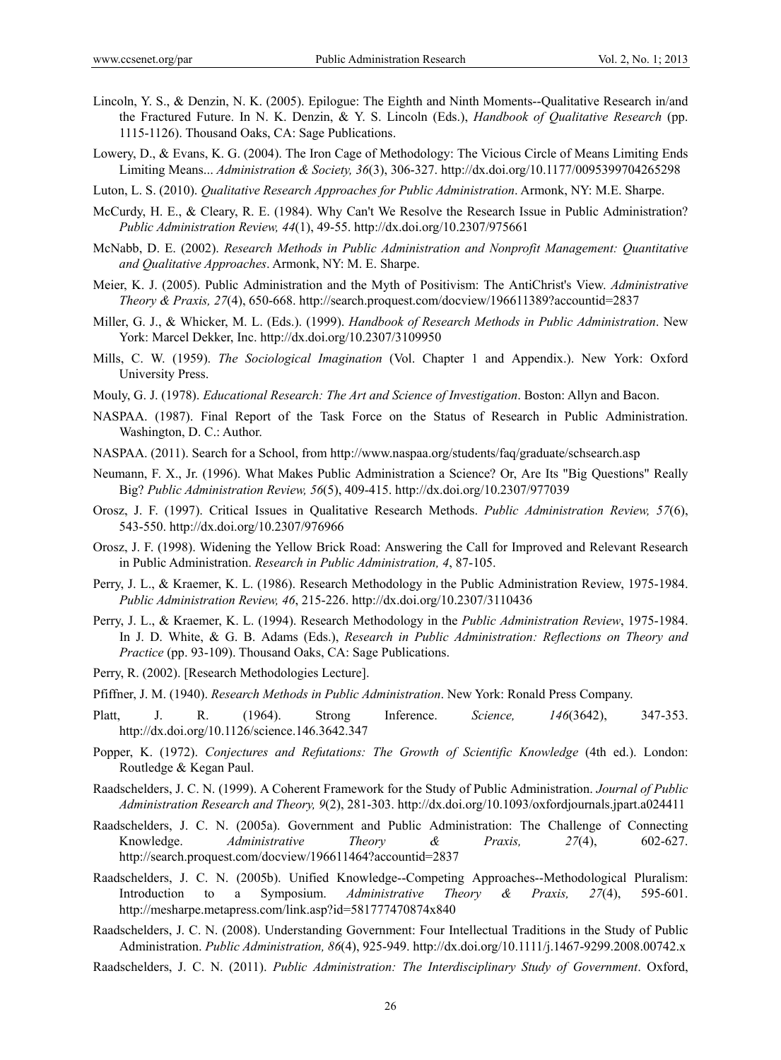Lincoln, Y. S., & Denzin, N. K. (2005). Epilogue: The Eighth and Ninth Moments--Qualitative Research in/and the Fractured Future. In N. K. Denzin, & Y. S. Lincoln (Eds.), *Handbook of Qualitative Research* (pp. 1115-1126). Thousand Oaks, CA: Sage Publications.

Lowery, D., & Evans, K. G. (2004). The Iron Cage of Methodology: The Vicious Circle of Means Limiting Ends Limiting Means... *Administration & Society, 36*(3), 306-327. http://dx.doi.org/10.1177/0095399704265298

Luton, L. S. (2010). *Qualitative Research Approaches for Public Administration*. Armonk, NY: M.E. Sharpe.

McCurdy, H. E., & Cleary, R. E. (1984). Why Can't We Resolve the Research Issue in Public Administration? *Public Administration Review, 44*(1), 49-55. http://dx.doi.org/10.2307/975661

McNabb, D. E. (2002). *Research Methods in Public Administration and Nonprofit Management: Quantitative and Qualitative Approaches*. Armonk, NY: M. E. Sharpe.

Meier, K. J. (2005). Public Administration and the Myth of Positivism: The AntiChrist's View. *Administrative Theory & Praxis, 27*(4), 650-668. http://search.proquest.com/docview/196611389?accountid=2837

Miller, G. J., & Whicker, M. L. (Eds.). (1999). *Handbook of Research Methods in Public Administration*. New York: Marcel Dekker, Inc. http://dx.doi.org/10.2307/3109950

Mills, C. W. (1959). *The Sociological Imagination* (Vol. Chapter 1 and Appendix.). New York: Oxford University Press.

Mouly, G. J. (1978). *Educational Research: The Art and Science of Investigation*. Boston: Allyn and Bacon.

NASPAA. (1987). Final Report of the Task Force on the Status of Research in Public Administration. Washington, D. C.: Author.

NASPAA. (2011). Search for a School, from http://www.naspaa.org/students/faq/graduate/schsearch.asp

Neumann, F. X., Jr. (1996). What Makes Public Administration a Science? Or, Are Its "Big Questions" Really Big? *Public Administration Review, 56*(5), 409-415. http://dx.doi.org/10.2307/977039

Orosz, J. F. (1997). Critical Issues in Qualitative Research Methods. *Public Administration Review, 57*(6), 543-550. http://dx.doi.org/10.2307/976966

Orosz, J. F. (1998). Widening the Yellow Brick Road: Answering the Call for Improved and Relevant Research in Public Administration. *Research in Public Administration, 4*, 87-105.

Perry, J. L., & Kraemer, K. L. (1986). Research Methodology in the Public Administration Review, 1975-1984. *Public Administration Review, 46*, 215-226. http://dx.doi.org/10.2307/3110436

Perry, J. L., & Kraemer, K. L. (1994). Research Methodology in the *Public Administration Review*, 1975-1984. In J. D. White, & G. B. Adams (Eds.), *Research in Public Administration: Reflections on Theory and Practice* (pp. 93-109). Thousand Oaks, CA: Sage Publications.

Perry, R. (2002). [Research Methodologies Lecture].

Pfiffner, J. M. (1940). *Research Methods in Public Administration*. New York: Ronald Press Company.

Platt, J. R. (1964). Strong Inference. *Science, 146*(3642), 347-353. http://dx.doi.org/10.1126/science.146.3642.347

Popper, K. (1972). *Conjectures and Refutations: The Growth of Scientific Knowledge* (4th ed.). London: Routledge & Kegan Paul.

Raadschelders, J. C. N. (1999). A Coherent Framework for the Study of Public Administration. *Journal of Public Administration Research and Theory, 9*(2), 281-303. http://dx.doi.org/10.1093/oxfordjournals.jpart.a024411

Raadschelders, J. C. N. (2005a). Government and Public Administration: The Challenge of Connecting Knowledge. *Administrative Theory & Praxis, 27*(4), 602-627. http://search.proquest.com/docview/196611464?accountid=2837

Raadschelders, J. C. N. (2005b). Unified Knowledge--Competing Approaches--Methodological Pluralism: Introduction to a Symposium. *Administrative Theory & Praxis, 27*(4), 595-601. http://mesharpe.metapress.com/link.asp?id=581777470874x840

Raadschelders, J. C. N. (2008). Understanding Government: Four Intellectual Traditions in the Study of Public Administration. *Public Administration, 86*(4), 925-949. http://dx.doi.org/10.1111/j.1467-9299.2008.00742.x

Raadschelders, J. C. N. (2011). *Public Administration: The Interdisciplinary Study of Government*. Oxford,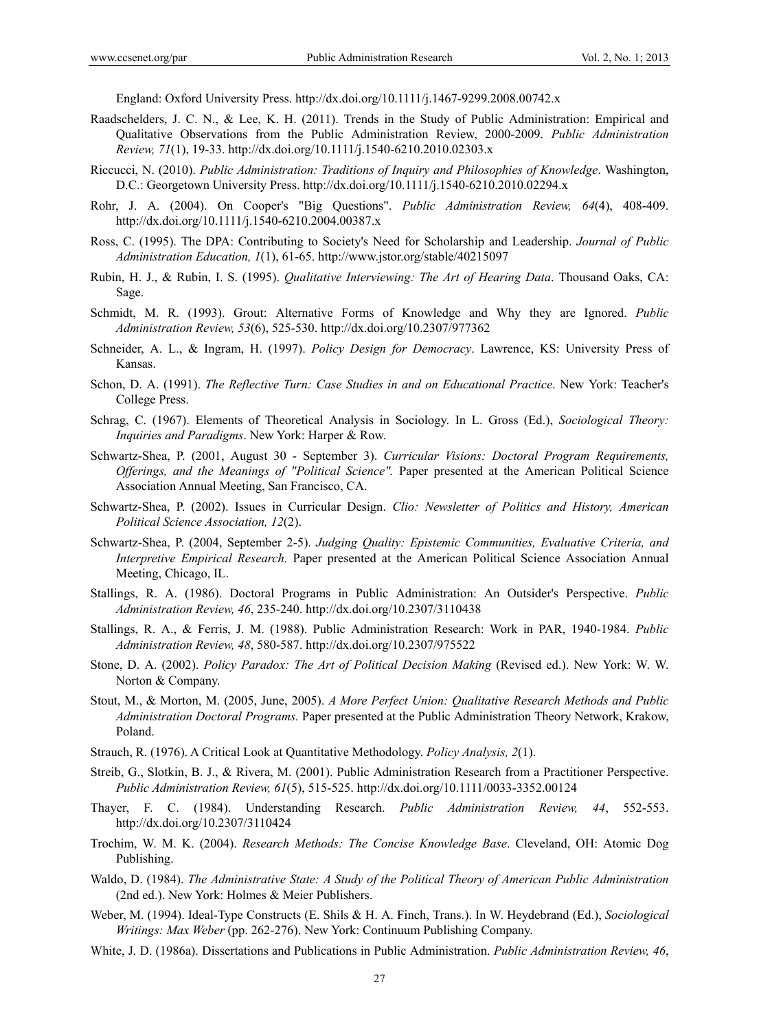England: Oxford University Press. http://dx.doi.org/10.1111/j.1467-9299.2008.00742.x

Raadschelders, J. C. N., & Lee, K. H. (2011). Trends in the Study of Public Administration: Empirical and Qualitative Observations from the Public Administration Review, 2000-2009. *Public Administration Review, 71*(1), 19-33. http://dx.doi.org/10.1111/j.1540-6210.2010.02303.x

Riccucci, N. (2010). *Public Administration: Traditions of Inquiry and Philosophies of Knowledge*. Washington, D.C.: Georgetown University Press. http://dx.doi.org/10.1111/j.1540-6210.2010.02294.x

Rohr, J. A. (2004). On Cooper's "Big Questions". *Public Administration Review, 64*(4), 408-409. http://dx.doi.org/10.1111/j.1540-6210.2004.00387.x

Ross, C. (1995). The DPA: Contributing to Society's Need for Scholarship and Leadership. *Journal of Public Administration Education, 1*(1), 61-65. http://www.jstor.org/stable/40215097

Rubin, H. J., & Rubin, I. S. (1995). *Qualitative Interviewing: The Art of Hearing Data*. Thousand Oaks, CA: Sage.

Schmidt, M. R. (1993). Grout: Alternative Forms of Knowledge and Why they are Ignored. *Public Administration Review, 53*(6), 525-530. http://dx.doi.org/10.2307/977362

Schneider, A. L., & Ingram, H. (1997). *Policy Design for Democracy*. Lawrence, KS: University Press of Kansas.

Schon, D. A. (1991). *The Reflective Turn: Case Studies in and on Educational Practice*. New York: Teacher's College Press.

Schrag, C. (1967). Elements of Theoretical Analysis in Sociology. In L. Gross (Ed.), *Sociological Theory: Inquiries and Paradigms*. New York: Harper & Row.

Schwartz-Shea, P. (2001, August 30 - September 3). *Curricular Visions: Doctoral Program Requirements, Offerings, and the Meanings of "Political Science".* Paper presented at the American Political Science Association Annual Meeting, San Francisco, CA.

Schwartz-Shea, P. (2002). Issues in Curricular Design. *Clio: Newsletter of Politics and History, American Political Science Association, 12*(2).

Schwartz-Shea, P. (2004, September 2-5). *Judging Quality: Epistemic Communities, Evaluative Criteria, and Interpretive Empirical Research.* Paper presented at the American Political Science Association Annual Meeting, Chicago, IL.

Stallings, R. A. (1986). Doctoral Programs in Public Administration: An Outsider's Perspective. *Public Administration Review, 46*, 235-240. http://dx.doi.org/10.2307/3110438

Stallings, R. A., & Ferris, J. M. (1988). Public Administration Research: Work in PAR, 1940-1984. *Public Administration Review, 48*, 580-587. http://dx.doi.org/10.2307/975522

Stone, D. A. (2002). *Policy Paradox: The Art of Political Decision Making* (Revised ed.). New York: W. W. Norton & Company.

Stout, M., & Morton, M. (2005, June, 2005). *A More Perfect Union: Qualitative Research Methods and Public Administration Doctoral Programs.* Paper presented at the Public Administration Theory Network, Krakow, Poland.

Strauch, R. (1976). A Critical Look at Quantitative Methodology. *Policy Analysis, 2*(1).

Streib, G., Slotkin, B. J., & Rivera, M. (2001). Public Administration Research from a Practitioner Perspective. *Public Administration Review, 61*(5), 515-525. http://dx.doi.org/10.1111/0033-3352.00124

Thayer, F. C. (1984). Understanding Research. *Public Administration Review, 44*, 552-553. http://dx.doi.org/10.2307/3110424

Trochim, W. M. K. (2004). *Research Methods: The Concise Knowledge Base*. Cleveland, OH: Atomic Dog Publishing.

Waldo, D. (1984). *The Administrative State: A Study of the Political Theory of American Public Administration* (2nd ed.). New York: Holmes & Meier Publishers.

Weber, M. (1994). Ideal-Type Constructs (E. Shils & H. A. Finch, Trans.). In W. Heydebrand (Ed.), *Sociological Writings: Max Weber* (pp. 262-276). New York: Continuum Publishing Company.

White, J. D. (1986a). Dissertations and Publications in Public Administration. *Public Administration Review, 46*,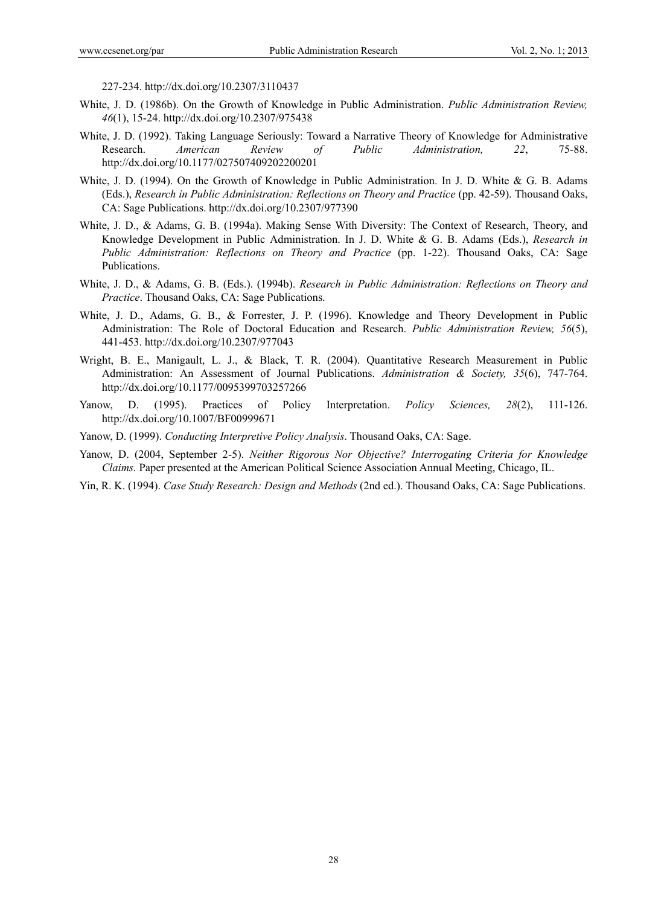227-234. http://dx.doi.org/10.2307/3110437

White, J. D. (1986b). On the Growth of Knowledge in Public Administration. *Public Administration Review, 46*(1), 15-24. http://dx.doi.org/10.2307/975438

White, J. D. (1992). Taking Language Seriously: Toward a Narrative Theory of Knowledge for Administrative Research. *American Review of Public Administration, 22*, 75-88. http://dx.doi.org/10.1177/027507409202200201

White, J. D. (1994). On the Growth of Knowledge in Public Administration. In J. D. White & G. B. Adams (Eds.), *Research in Public Administration: Reflections on Theory and Practice* (pp. 42-59). Thousand Oaks, CA: Sage Publications. http://dx.doi.org/10.2307/977390

White, J. D., & Adams, G. B. (1994a). Making Sense With Diversity: The Context of Research, Theory, and Knowledge Development in Public Administration. In J. D. White & G. B. Adams (Eds.), *Research in Public Administration: Reflections on Theory and Practice* (pp. 1-22). Thousand Oaks, CA: Sage Publications.

White, J. D., & Adams, G. B. (Eds.). (1994b). *Research in Public Administration: Reflections on Theory and Practice*. Thousand Oaks, CA: Sage Publications.

White, J. D., Adams, G. B., & Forrester, J. P. (1996). Knowledge and Theory Development in Public Administration: The Role of Doctoral Education and Research. *Public Administration Review, 56*(5), 441-453. http://dx.doi.org/10.2307/977043

Wright, B. E., Manigault, L. J., & Black, T. R. (2004). Quantitative Research Measurement in Public Administration: An Assessment of Journal Publications. *Administration & Society, 35*(6), 747-764. http://dx.doi.org/10.1177/0095399703257266

Yanow, D. (1995). Practices of Policy Interpretation. *Policy Sciences, 28*(2), 111-126. http://dx.doi.org/10.1007/BF00999671

Yanow, D. (1999). *Conducting Interpretive Policy Analysis*. Thousand Oaks, CA: Sage.

Yanow, D. (2004, September 2-5). *Neither Rigorous Nor Objective? Interrogating Criteria for Knowledge Claims.* Paper presented at the American Political Science Association Annual Meeting, Chicago, IL.

Yin, R. K. (1994). *Case Study Research: Design and Methods* (2nd ed.). Thousand Oaks, CA: Sage Publications.